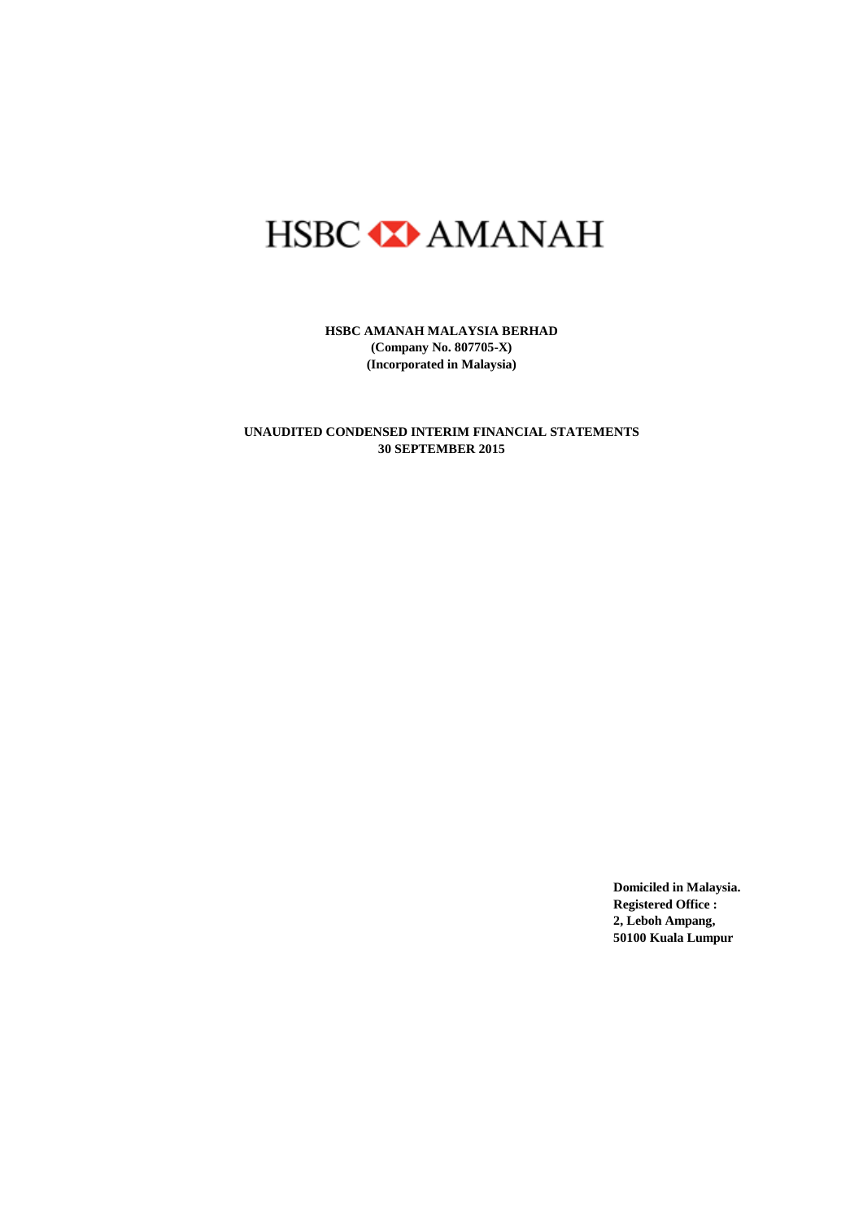# HSBC AMANAH

**HSBC AMANAH MALAYSIA BERHAD**
**(Company No. 807705-X)**
**(Incorporated in Malaysia)**

**UNAUDITED CONDENSED INTERIM FINANCIAL STATEMENTS**
**30 SEPTEMBER 2015**

**Domiciled in Malaysia.**
**Registered Office :**
**2, Leboh Ampang,**
**50100 Kuala Lumpur**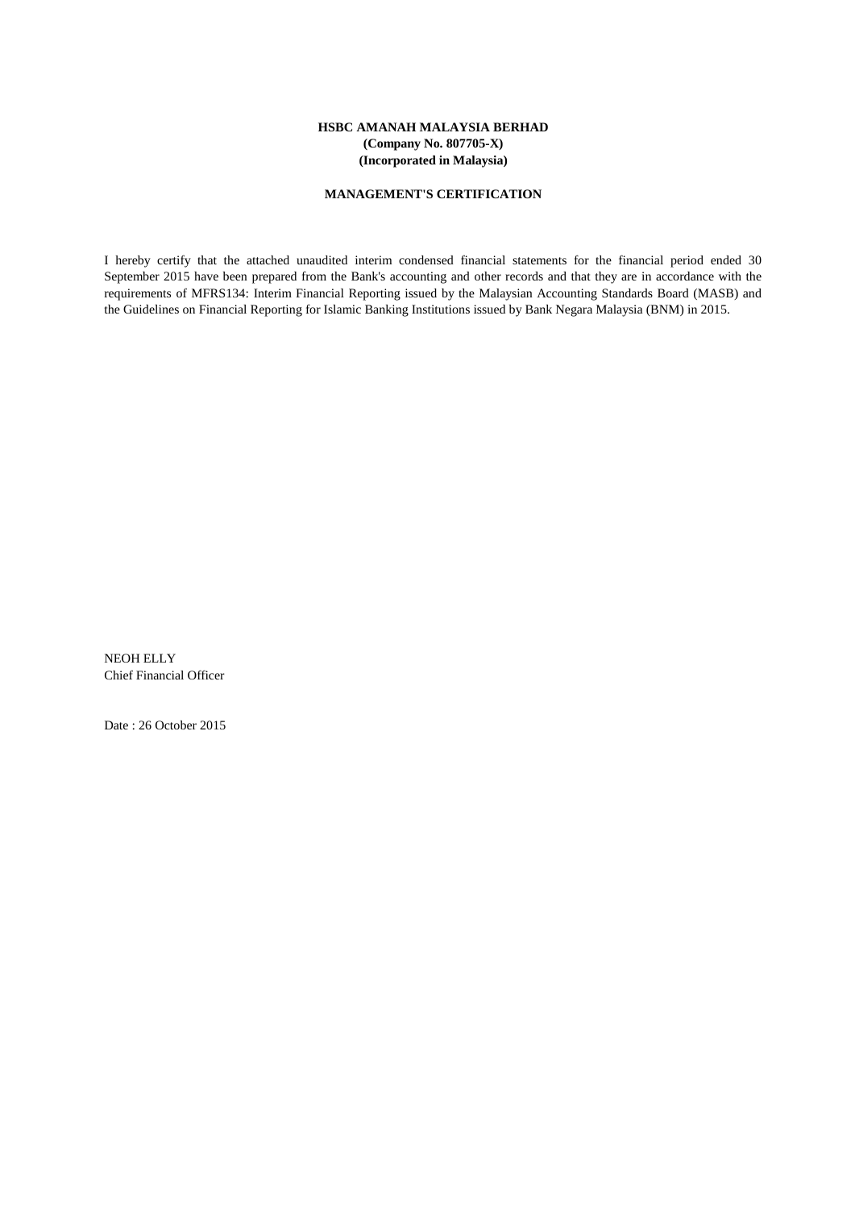**HSBC AMANAH MALAYSIA BERHAD**
**(Company No. 807705-X)**
**(Incorporated in Malaysia)**

**MANAGEMENT'S CERTIFICATION**

I hereby certify that the attached unaudited interim condensed financial statements for the financial period ended 30 September 2015 have been prepared from the Bank's accounting and other records and that they are in accordance with the requirements of MFRS134: Interim Financial Reporting issued by the Malaysian Accounting Standards Board (MASB) and the Guidelines on Financial Reporting for Islamic Banking Institutions issued by Bank Negara Malaysia (BNM) in 2015.

NEOH ELLY
Chief Financial Officer

Date : 26 October 2015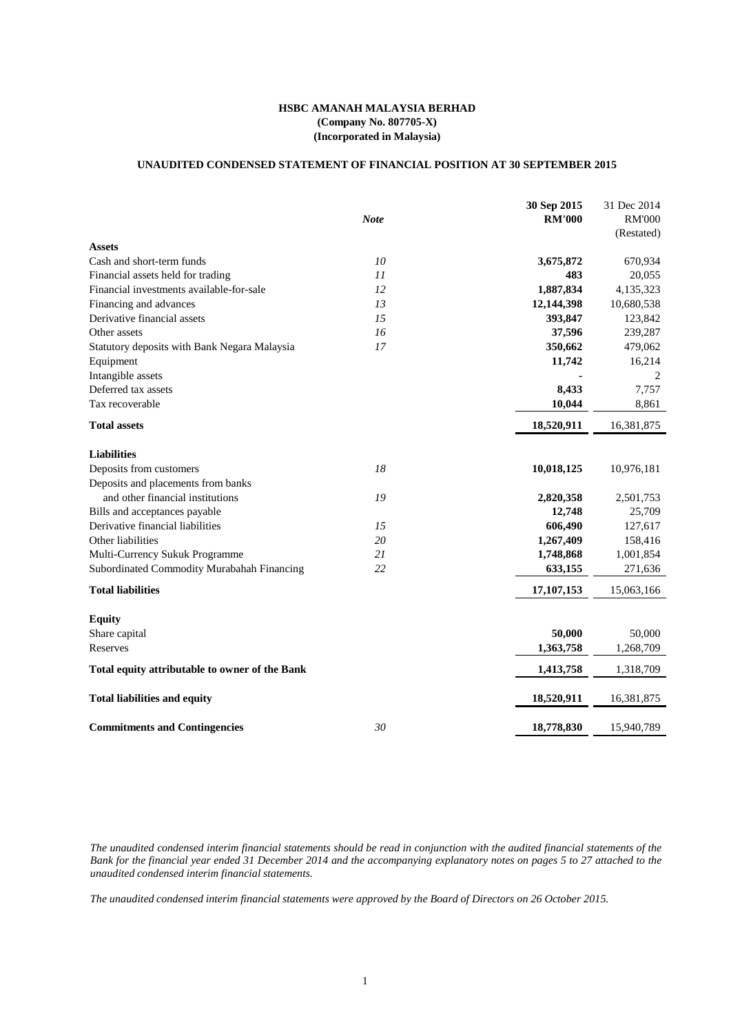**HSBC AMANAH MALAYSIA BERHAD**
**(Company No. 807705-X)**
**(Incorporated in Malaysia)**

## UNAUDITED CONDENSED STATEMENT OF FINANCIAL POSITION AT 30 SEPTEMBER 2015

| | *Note* | **30 Sep 2015 RM'000** | 31 Dec 2014 RM'000 (Restated) |
|---|---|---|---|
| **Assets** | | | |
| Cash and short-term funds | *10* | **3,675,872** | 670,934 |
| Financial assets held for trading | *11* | **483** | 20,055 |
| Financial investments available-for-sale | *12* | **1,887,834** | 4,135,323 |
| Financing and advances | *13* | **12,144,398** | 10,680,538 |
| Derivative financial assets | *15* | **393,847** | 123,842 |
| Other assets | *16* | **37,596** | 239,287 |
| Statutory deposits with Bank Negara Malaysia | *17* | **350,662** | 479,062 |
| Equipment | | **11,742** | 16,214 |
| Intangible assets | | **-** | 2 |
| Deferred tax assets | | **8,433** | 7,757 |
| Tax recoverable | | **10,044** | 8,861 |
| **Total assets** | | **18,520,911** | 16,381,875 |
| **Liabilities** | | | |
| Deposits from customers | *18* | **10,018,125** | 10,976,181 |
| Deposits and placements from banks and other financial institutions | *19* | **2,820,358** | 2,501,753 |
| Bills and acceptances payable | | **12,748** | 25,709 |
| Derivative financial liabilities | *15* | **606,490** | 127,617 |
| Other liabilities | *20* | **1,267,409** | 158,416 |
| Multi-Currency Sukuk Programme | *21* | **1,748,868** | 1,001,854 |
| Subordinated Commodity Murabahah Financing | *22* | **633,155** | 271,636 |
| **Total liabilities** | | **17,107,153** | 15,063,166 |
| **Equity** | | | |
| Share capital | | **50,000** | 50,000 |
| Reserves | | **1,363,758** | 1,268,709 |
| **Total equity attributable to owner of the Bank** | | **1,413,758** | 1,318,709 |
| **Total liabilities and equity** | | **18,520,911** | 16,381,875 |
| **Commitments and Contingencies** | *30* | **18,778,830** | 15,940,789 |

*The unaudited condensed interim financial statements should be read in conjunction with the audited financial statements of the Bank for the financial year ended 31 December 2014 and the accompanying explanatory notes on pages 5 to 27 attached to the unaudited condensed interim financial statements.*

*The unaudited condensed interim financial statements were approved by the Board of Directors on 26 October 2015.*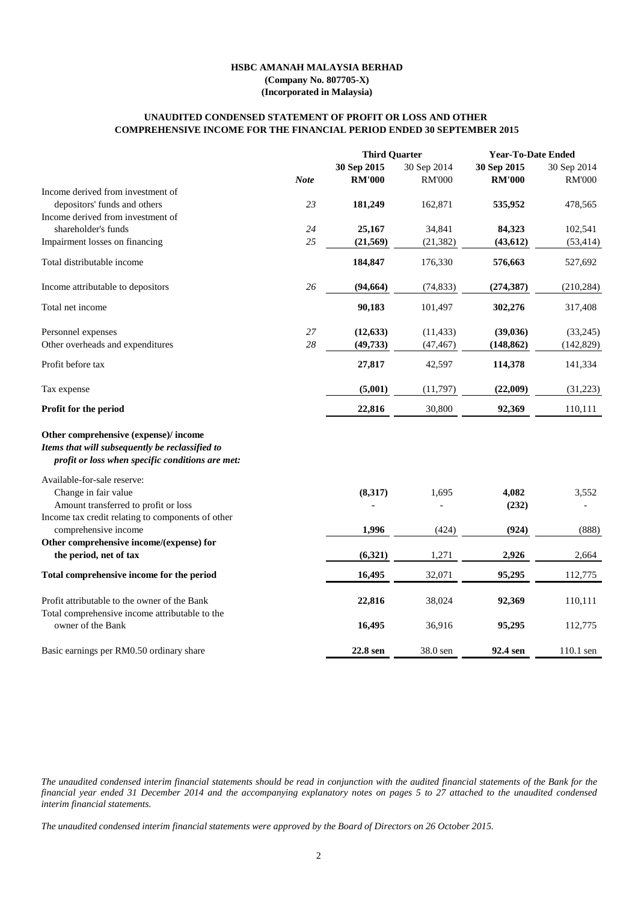**HSBC AMANAH MALAYSIA BERHAD**
**(Company No. 807705-X)**
**(Incorporated in Malaysia)**

**UNAUDITED CONDENSED STATEMENT OF PROFIT OR LOSS AND OTHER COMPREHENSIVE INCOME FOR THE FINANCIAL PERIOD ENDED 30 SEPTEMBER 2015**

| | | Third Quarter | | Year-To-Date Ended | |
|---|---|---|---|---|---|
| | | **30 Sep 2015** | 30 Sep 2014 | **30 Sep 2015** | 30 Sep 2014 |
| | *Note* | **RM'000** | RM'000 | **RM'000** | RM'000 |
| Income derived from investment of depositors' funds and others | 23 | **181,249** | 162,871 | **535,952** | 478,565 |
| Income derived from investment of shareholder's funds | 24 | **25,167** | 34,841 | **84,323** | 102,541 |
| Impairment losses on financing | 25 | **(21,569)** | (21,382) | **(43,612)** | (53,414) |
| Total distributable income | | **184,847** | 176,330 | **576,663** | 527,692 |
| Income attributable to depositors | 26 | **(94,664)** | (74,833) | **(274,387)** | (210,284) |
| Total net income | | **90,183** | 101,497 | **302,276** | 317,408 |
| Personnel expenses | 27 | **(12,633)** | (11,433) | **(39,036)** | (33,245) |
| Other overheads and expenditures | 28 | **(49,733)** | (47,467) | **(148,862)** | (142,829) |
| Profit before tax | | **27,817** | 42,597 | **114,378** | 141,334 |
| Tax expense | | **(5,001)** | (11,797) | **(22,009)** | (31,223) |
| **Profit for the period** | | **22,816** | 30,800 | **92,369** | 110,111 |
| **Other comprehensive (expense)/ income** | | | | | |
| ***Items that will subsequently be reclassified to profit or loss when specific conditions are met:*** | | | | | |
| Available-for-sale reserve: | | | | | |
| Change in fair value | | **(8,317)** | 1,695 | **4,082** | 3,552 |
| Amount transferred to profit or loss | | **-** | - | **(232)** | - |
| Income tax credit relating to components of other comprehensive income | | **1,996** | (424) | **(924)** | (888) |
| **Other comprehensive income/(expense) for the period, net of tax** | | **(6,321)** | 1,271 | **2,926** | 2,664 |
| **Total comprehensive income for the period** | | **16,495** | 32,071 | **95,295** | 112,775 |
| Profit attributable to the owner of the Bank | | **22,816** | 38,024 | **92,369** | 110,111 |
| Total comprehensive income attributable to the owner of the Bank | | **16,495** | 36,916 | **95,295** | 112,775 |
| Basic earnings per RM0.50 ordinary share | | **22.8 sen** | 38.0 sen | **92.4 sen** | 110.1 sen |

*The unaudited condensed interim financial statements should be read in conjunction with the audited financial statements of the Bank for the financial year ended 31 December 2014 and the accompanying explanatory notes on pages 5 to 27 attached to the unaudited condensed interim financial statements.*

*The unaudited condensed interim financial statements were approved by the Board of Directors on 26 October 2015.*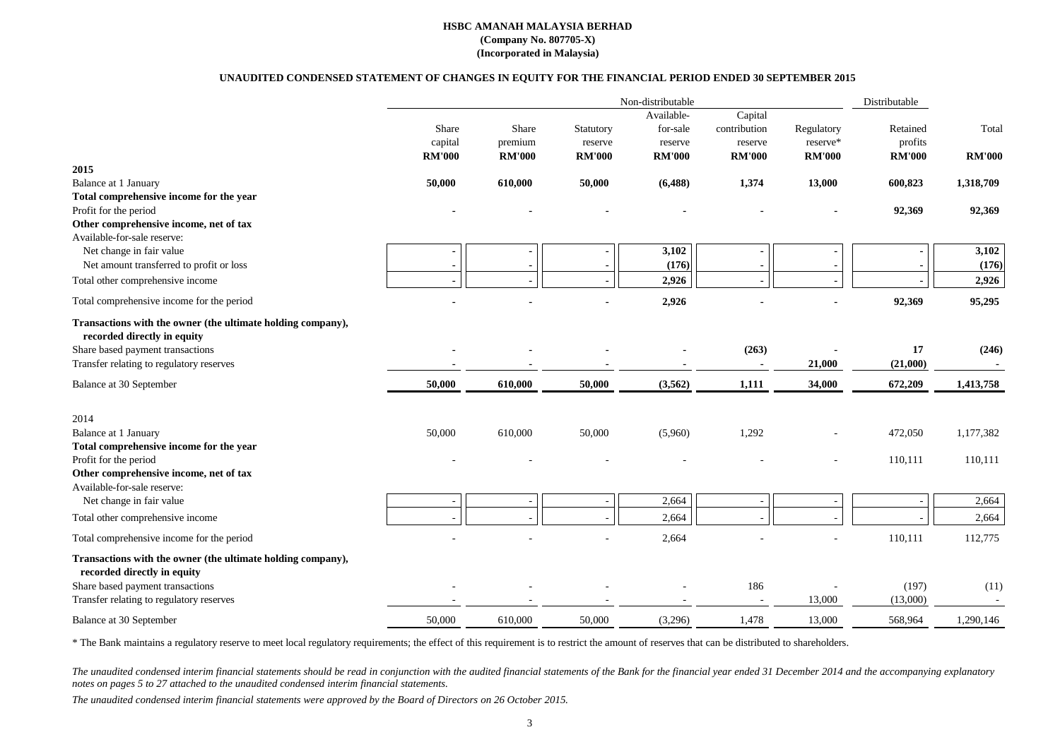**HSBC AMANAH MALAYSIA BERHAD**
**(Company No. 807705-X)**
**(Incorporated in Malaysia)**

**UNAUDITED CONDENSED STATEMENT OF CHANGES IN EQUITY FOR THE FINANCIAL PERIOD ENDED 30 SEPTEMBER 2015**

| | Non-distributable | | | | | | Distributable | |
|---|---|---|---|---|---|---|---|---|
| | Share capital | Share premium | Statutory reserve | Available-for-sale reserve | Capital contribution reserve | Regulatory reserve* | Retained profits | Total |
| | **RM'000** | **RM'000** | **RM'000** | **RM'000** | **RM'000** | **RM'000** | **RM'000** | **RM'000** |
| **2015** | | | | | | | | |
| Balance at 1 January | **50,000** | **610,000** | **50,000** | **(6,488)** | **1,374** | **13,000** | **600,823** | **1,318,709** |
| **Total comprehensive income for the year** | | | | | | | | |
| Profit for the period | **-** | **-** | **-** | **-** | **-** | **-** | **92,369** | **92,369** |
| **Other comprehensive income, net of tax** | | | | | | | | |
| Available-for-sale reserve: | | | | | | | | |
| Net change in fair value | **-** | **-** | **-** | **3,102** | **-** | **-** | **-** | **3,102** |
| Net amount transferred to profit or loss | **-** | **-** | **-** | **(176)** | **-** | **-** | **-** | **(176)** |
| Total other comprehensive income | **-** | **-** | **-** | **2,926** | **-** | **-** | **-** | **2,926** |
| Total comprehensive income for the period | **-** | **-** | **-** | **2,926** | **-** | **-** | **92,369** | **95,295** |
| **Transactions with the owner (the ultimate holding company), recorded directly in equity** | | | | | | | | |
| Share based payment transactions | **-** | **-** | **-** | **-** | **(263)** | **-** | **17** | **(246)** |
| Transfer relating to regulatory reserves | **-** | **-** | **-** | **-** | **-** | **21,000** | **(21,000)** | **-** |
| Balance at 30 September | **50,000** | **610,000** | **50,000** | **(3,562)** | **1,111** | **34,000** | **672,209** | **1,413,758** |
| | | | | | | | | |
| 2014 | | | | | | | | |
| Balance at 1 January | 50,000 | 610,000 | 50,000 | (5,960) | 1,292 | - | 472,050 | 1,177,382 |
| **Total comprehensive income for the year** | | | | | | | | |
| Profit for the period | - | - | - | - | - | - | 110,111 | 110,111 |
| **Other comprehensive income, net of tax** | | | | | | | | |
| Available-for-sale reserve: | | | | | | | | |
| Net change in fair value | - | - | - | 2,664 | - | - | - | 2,664 |
| Total other comprehensive income | - | - | - | 2,664 | - | - | - | 2,664 |
| Total comprehensive income for the period | - | - | - | 2,664 | - | - | 110,111 | 112,775 |
| **Transactions with the owner (the ultimate holding company), recorded directly in equity** | | | | | | | | |
| Share based payment transactions | - | - | - | - | 186 | - | (197) | (11) |
| Transfer relating to regulatory reserves | - | - | - | - | - | 13,000 | (13,000) | - |
| Balance at 30 September | 50,000 | 610,000 | 50,000 | (3,296) | 1,478 | 13,000 | 568,964 | 1,290,146 |

* The Bank maintains a regulatory reserve to meet local regulatory requirements; the effect of this requirement is to restrict the amount of reserves that can be distributed to shareholders.

*The unaudited condensed interim financial statements should be read in conjunction with the audited financial statements of the Bank for the financial year ended 31 December 2014 and the accompanying explanatory notes on pages 5 to 27 attached to the unaudited condensed interim financial statements.*

*The unaudited condensed interim financial statements were approved by the Board of Directors on 26 October 2015.*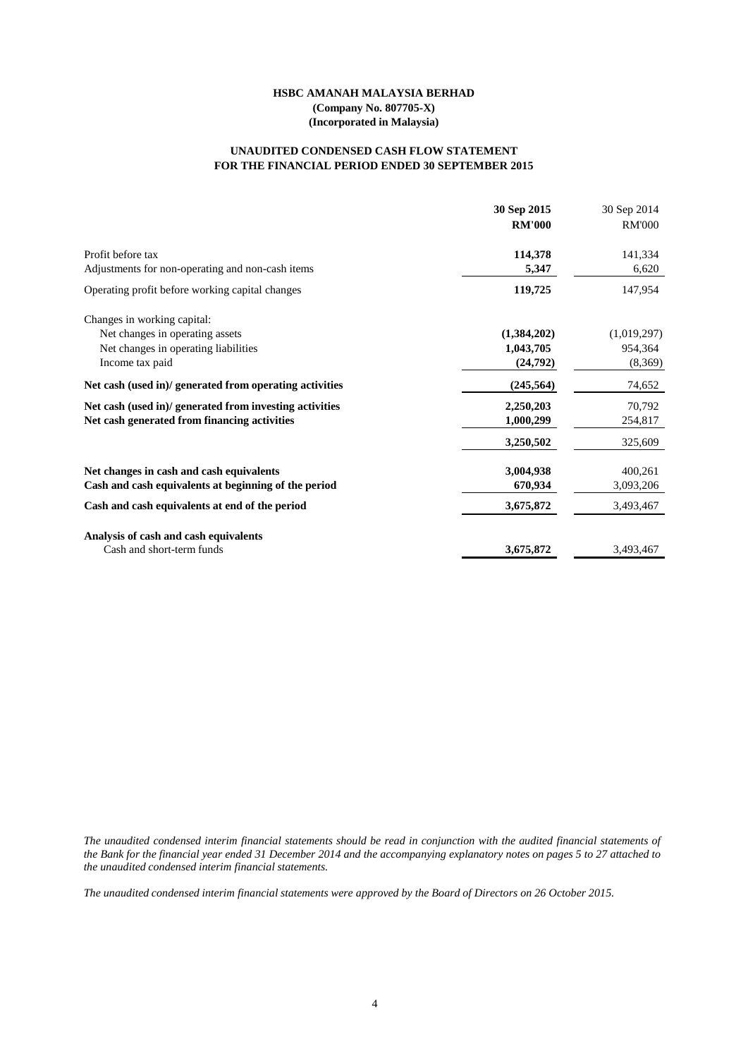**HSBC AMANAH MALAYSIA BERHAD**
**(Company No. 807705-X)**
**(Incorporated in Malaysia)**

## UNAUDITED CONDENSED CASH FLOW STATEMENT
## FOR THE FINANCIAL PERIOD ENDED 30 SEPTEMBER 2015

| | **30 Sep 2015** | 30 Sep 2014 |
|---|---|---|
| | **RM'000** | RM'000 |
| Profit before tax | **114,378** | 141,334 |
| Adjustments for non-operating and non-cash items | **5,347** | 6,620 |
| Operating profit before working capital changes | **119,725** | 147,954 |
| Changes in working capital: | | |
| Net changes in operating assets | **(1,384,202)** | (1,019,297) |
| Net changes in operating liabilities | **1,043,705** | 954,364 |
| Income tax paid | **(24,792)** | (8,369) |
| **Net cash (used in)/ generated from operating activities** | **(245,564)** | 74,652 |
| **Net cash (used in)/ generated from investing activities** | **2,250,203** | 70,792 |
| **Net cash generated from financing activities** | **1,000,299** | 254,817 |
| | **3,250,502** | 325,609 |
| **Net changes in cash and cash equivalents** | **3,004,938** | 400,261 |
| **Cash and cash equivalents at beginning of the period** | **670,934** | 3,093,206 |
| **Cash and cash equivalents at end of the period** | **3,675,872** | 3,493,467 |
| **Analysis of cash and cash equivalents** | | |
| Cash and short-term funds | **3,675,872** | 3,493,467 |

*The unaudited condensed interim financial statements should be read in conjunction with the audited financial statements of the Bank for the financial year ended 31 December 2014 and the accompanying explanatory notes on pages 5 to 27 attached to the unaudited condensed interim financial statements.*

*The unaudited condensed interim financial statements were approved by the Board of Directors on 26 October 2015.*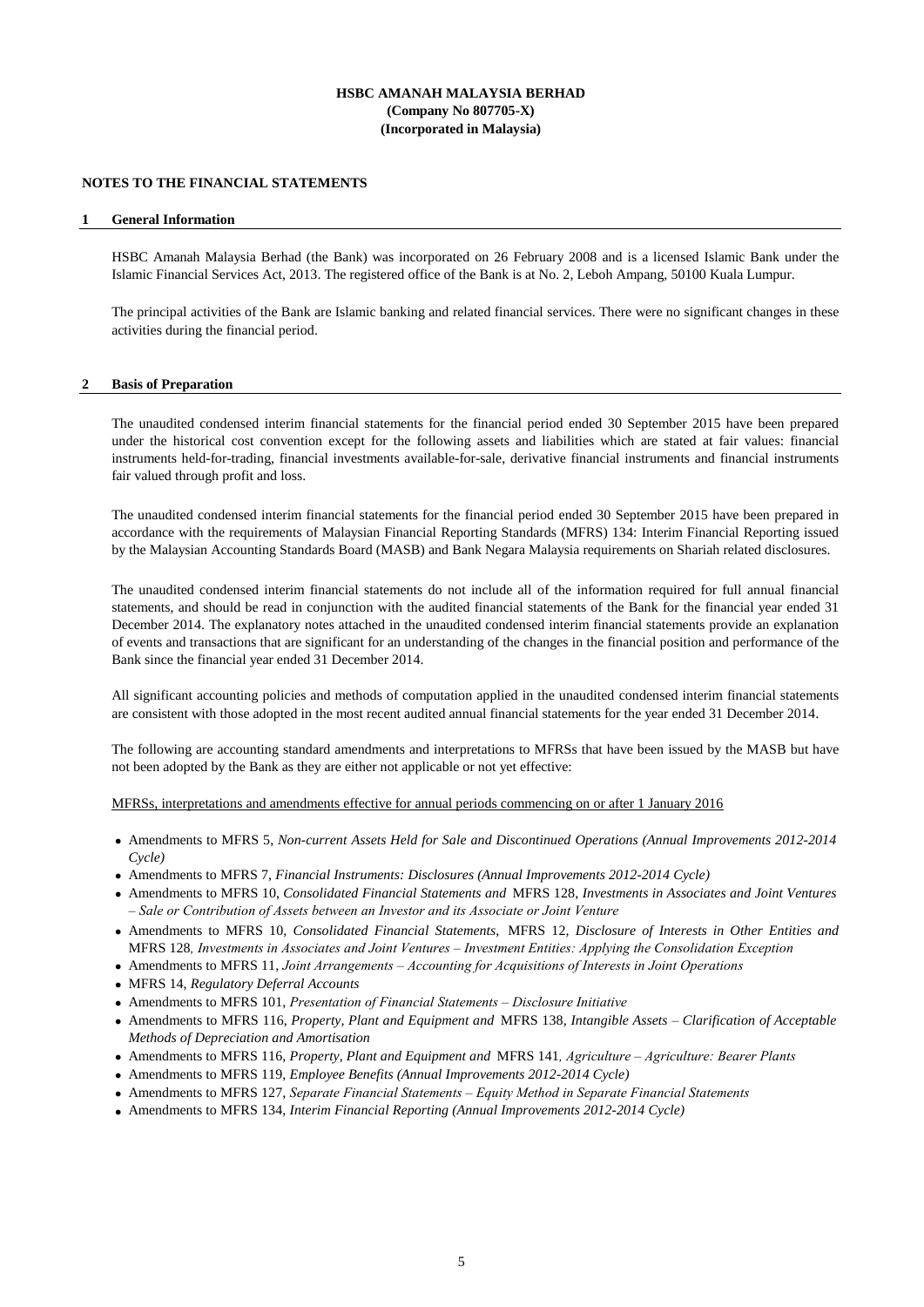**HSBC AMANAH MALAYSIA BERHAD**
**(Company No 807705-X)**
**(Incorporated in Malaysia)**

**NOTES TO THE FINANCIAL STATEMENTS**

## 1 General Information

HSBC Amanah Malaysia Berhad (the Bank) was incorporated on 26 February 2008 and is a licensed Islamic Bank under the Islamic Financial Services Act, 2013. The registered office of the Bank is at No. 2, Leboh Ampang, 50100 Kuala Lumpur.

The principal activities of the Bank are Islamic banking and related financial services. There were no significant changes in these activities during the financial period.

## 2 Basis of Preparation

The unaudited condensed interim financial statements for the financial period ended 30 September 2015 have been prepared under the historical cost convention except for the following assets and liabilities which are stated at fair values: financial instruments held-for-trading, financial investments available-for-sale, derivative financial instruments and financial instruments fair valued through profit and loss.

The unaudited condensed interim financial statements for the financial period ended 30 September 2015 have been prepared in accordance with the requirements of Malaysian Financial Reporting Standards (MFRS) 134: Interim Financial Reporting issued by the Malaysian Accounting Standards Board (MASB) and Bank Negara Malaysia requirements on Shariah related disclosures.

The unaudited condensed interim financial statements do not include all of the information required for full annual financial statements, and should be read in conjunction with the audited financial statements of the Bank for the financial year ended 31 December 2014. The explanatory notes attached in the unaudited condensed interim financial statements provide an explanation of events and transactions that are significant for an understanding of the changes in the financial position and performance of the Bank since the financial year ended 31 December 2014.

All significant accounting policies and methods of computation applied in the unaudited condensed interim financial statements are consistent with those adopted in the most recent audited annual financial statements for the year ended 31 December 2014.

The following are accounting standard amendments and interpretations to MFRSs that have been issued by the MASB but have not been adopted by the Bank as they are either not applicable or not yet effective:

MFRSs, interpretations and amendments effective for annual periods commencing on or after 1 January 2016

- Amendments to MFRS 5, *Non-current Assets Held for Sale and Discontinued Operations (Annual Improvements 2012-2014 Cycle)*
- Amendments to MFRS 7, *Financial Instruments: Disclosures (Annual Improvements 2012-2014 Cycle)*
- Amendments to MFRS 10, *Consolidated Financial Statements and* MFRS 128, *Investments in Associates and Joint Ventures – Sale or Contribution of Assets between an Investor and its Associate or Joint Venture*
- Amendments to MFRS 10, *Consolidated Financial Statements,* MFRS 12*, Disclosure of Interests in Other Entities and* MFRS 128*, Investments in Associates and Joint Ventures – Investment Entities: Applying the Consolidation Exception*
- Amendments to MFRS 11, *Joint Arrangements – Accounting for Acquisitions of Interests in Joint Operations*
- MFRS 14, *Regulatory Deferral Accounts*
- Amendments to MFRS 101, *Presentation of Financial Statements – Disclosure Initiative*
- Amendments to MFRS 116, *Property, Plant and Equipment and* MFRS 138, *Intangible Assets – Clarification of Acceptable Methods of Depreciation and Amortisation*
- Amendments to MFRS 116, *Property, Plant and Equipment and* MFRS 141*, Agriculture – Agriculture: Bearer Plants*
- Amendments to MFRS 119, *Employee Benefits (Annual Improvements 2012-2014 Cycle)*
- Amendments to MFRS 127, *Separate Financial Statements – Equity Method in Separate Financial Statements*
- Amendments to MFRS 134, *Interim Financial Reporting (Annual Improvements 2012-2014 Cycle)*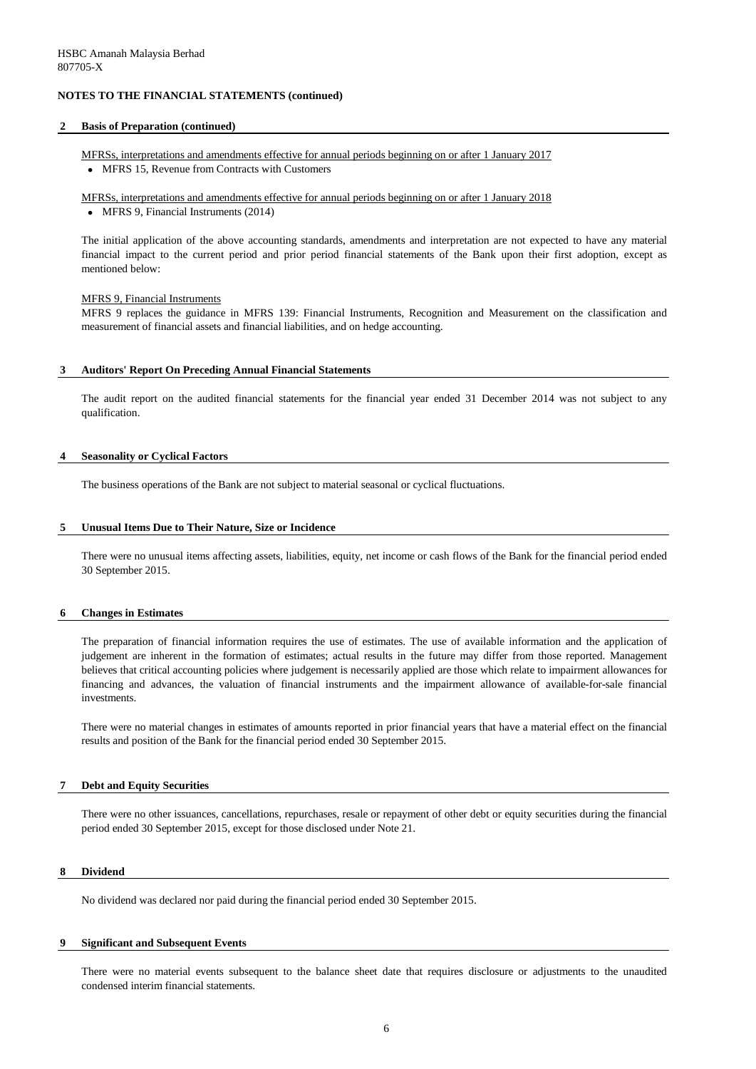## NOTES TO THE FINANCIAL STATEMENTS (continued)

### 2 Basis of Preparation (continued)

MFRSs, interpretations and amendments effective for annual periods beginning on or after 1 January 2017

- MFRS 15, Revenue from Contracts with Customers

MFRSs, interpretations and amendments effective for annual periods beginning on or after 1 January 2018

- MFRS 9, Financial Instruments (2014)

The initial application of the above accounting standards, amendments and interpretation are not expected to have any material financial impact to the current period and prior period financial statements of the Bank upon their first adoption, except as mentioned below:

MFRS 9, Financial Instruments

MFRS 9 replaces the guidance in MFRS 139: Financial Instruments, Recognition and Measurement on the classification and measurement of financial assets and financial liabilities, and on hedge accounting.

### 3 Auditors' Report On Preceding Annual Financial Statements

The audit report on the audited financial statements for the financial year ended 31 December 2014 was not subject to any qualification.

### 4 Seasonality or Cyclical Factors

The business operations of the Bank are not subject to material seasonal or cyclical fluctuations.

### 5 Unusual Items Due to Their Nature, Size or Incidence

There were no unusual items affecting assets, liabilities, equity, net income or cash flows of the Bank for the financial period ended 30 September 2015.

### 6 Changes in Estimates

The preparation of financial information requires the use of estimates. The use of available information and the application of judgement are inherent in the formation of estimates; actual results in the future may differ from those reported. Management believes that critical accounting policies where judgement is necessarily applied are those which relate to impairment allowances for financing and advances, the valuation of financial instruments and the impairment allowance of available-for-sale financial investments.

There were no material changes in estimates of amounts reported in prior financial years that have a material effect on the financial results and position of the Bank for the financial period ended 30 September 2015.

### 7 Debt and Equity Securities

There were no other issuances, cancellations, repurchases, resale or repayment of other debt or equity securities during the financial period ended 30 September 2015, except for those disclosed under Note 21.

### 8 Dividend

No dividend was declared nor paid during the financial period ended 30 September 2015.

### 9 Significant and Subsequent Events

There were no material events subsequent to the balance sheet date that requires disclosure or adjustments to the unaudited condensed interim financial statements.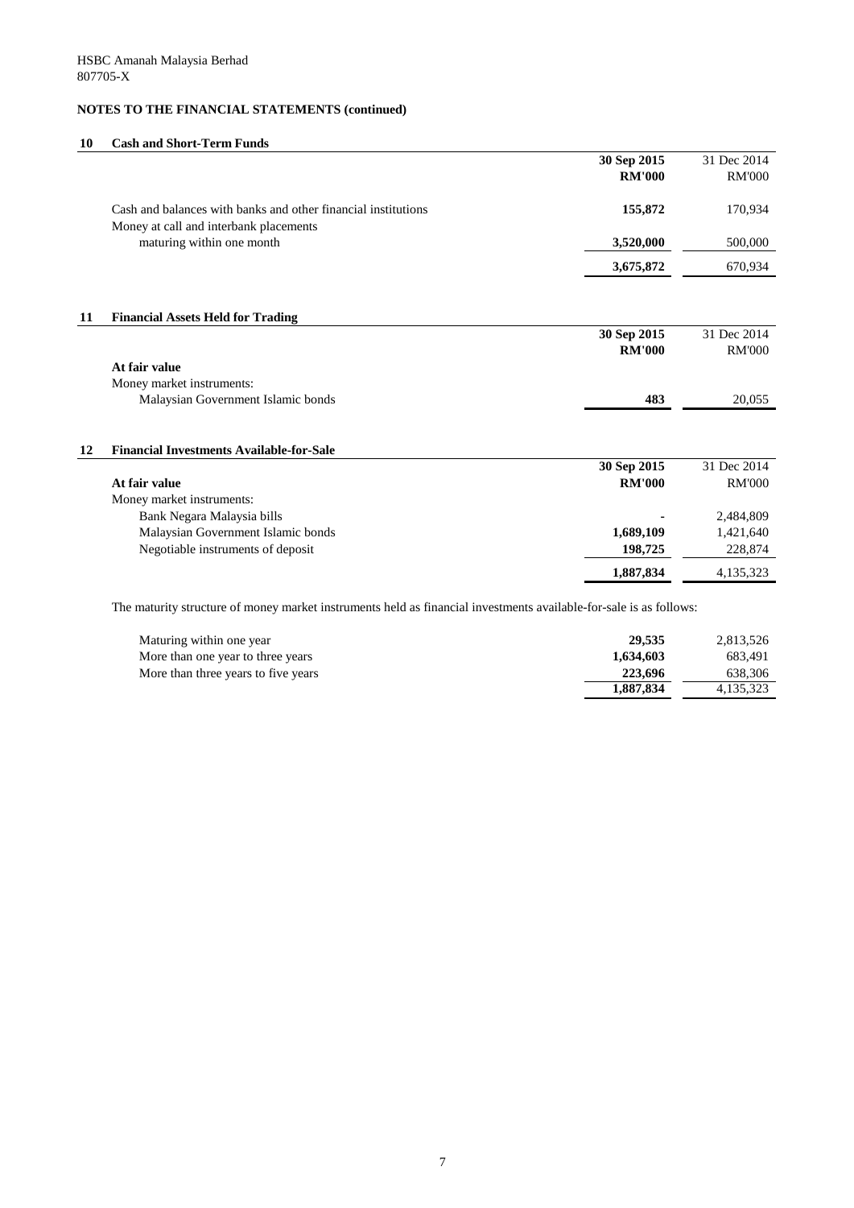HSBC Amanah Malaysia Berhad
807705-X

## NOTES TO THE FINANCIAL STATEMENTS (continued)

### 10 Cash and Short-Term Funds

| | 30 Sep 2015 | 31 Dec 2014 |
|---|---|---|
| | RM'000 | RM'000 |
| Cash and balances with banks and other financial institutions | **155,872** | 170,934 |
| Money at call and interbank placements maturing within one month | **3,520,000** | 500,000 |
| | **3,675,872** | 670,934 |

### 11 Financial Assets Held for Trading

| | 30 Sep 2015 | 31 Dec 2014 |
|---|---|---|
| | RM'000 | RM'000 |
| **At fair value** | | |
| Money market instruments: | | |
| Malaysian Government Islamic bonds | **483** | 20,055 |

### 12 Financial Investments Available-for-Sale

| | 30 Sep 2015 | 31 Dec 2014 |
|---|---|---|
| **At fair value** | RM'000 | RM'000 |
| Money market instruments: | | |
| Bank Negara Malaysia bills | **-** | 2,484,809 |
| Malaysian Government Islamic bonds | **1,689,109** | 1,421,640 |
| Negotiable instruments of deposit | **198,725** | 228,874 |
| | **1,887,834** | 4,135,323 |

The maturity structure of money market instruments held as financial investments available-for-sale is as follows:

| | 30 Sep 2015 | 31 Dec 2014 |
|---|---|---|
| Maturing within one year | **29,535** | 2,813,526 |
| More than one year to three years | **1,634,603** | 683,491 |
| More than three years to five years | **223,696** | 638,306 |
| | **1,887,834** | 4,135,323 |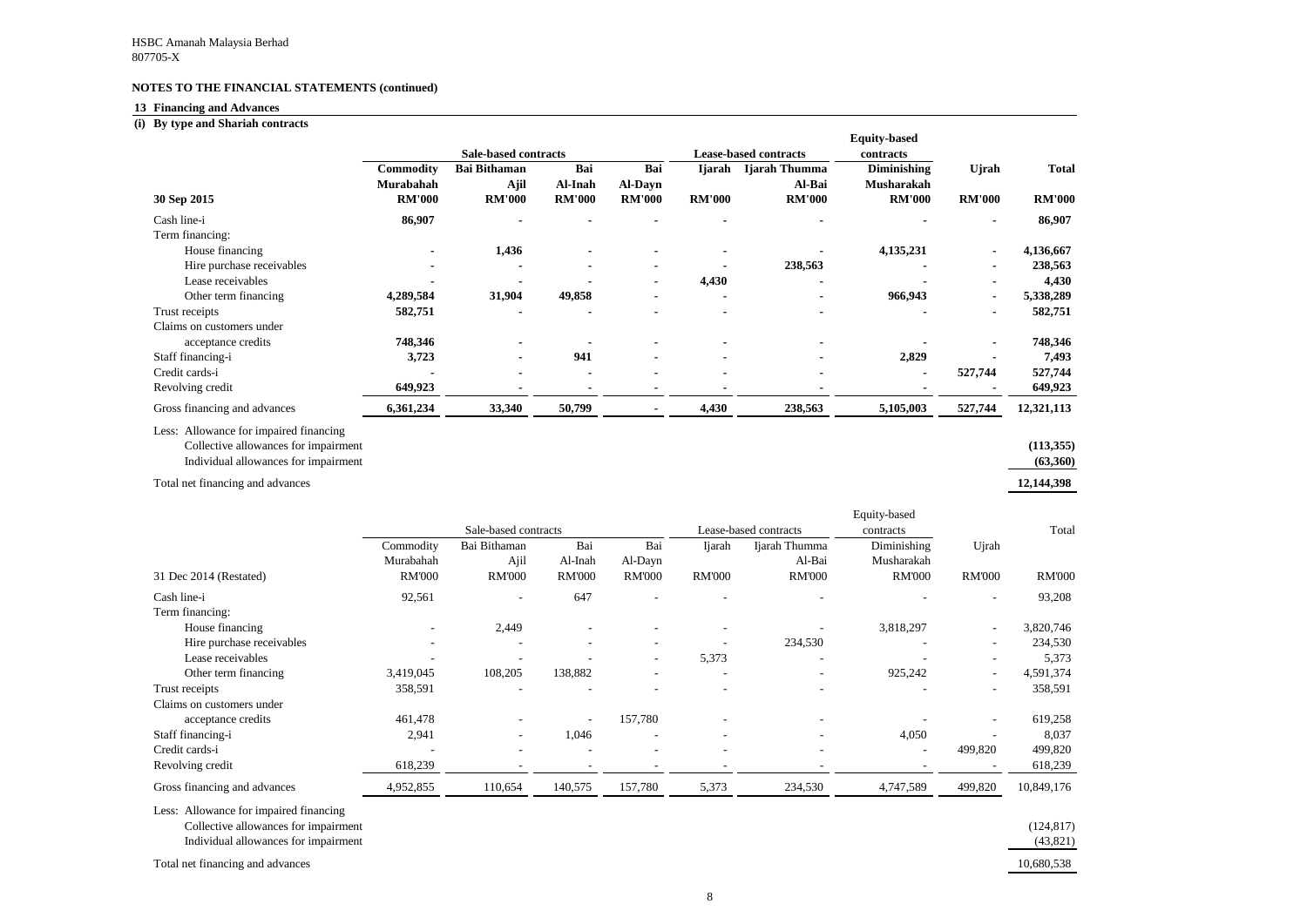HSBC Amanah Malaysia Berhad
807705-X

**NOTES TO THE FINANCIAL STATEMENTS (continued)**

**13 Financing and Advances**

**(i) By type and Shariah contracts**

| | Sale-based contracts | | | | Lease-based contracts | | Equity-based contracts | | |
|---|---|---|---|---|---|---|---|---|---|
| **30 Sep 2015** | **Commodity Murabahah RM'000** | **Bai Bithaman Ajil RM'000** | **Bai Al-Inah RM'000** | **Bai Al-Dayn RM'000** | **Ijarah RM'000** | **Ijarah Thumma Al-Bai RM'000** | **Diminishing Musharakah RM'000** | **Ujrah RM'000** | **Total RM'000** |
| Cash line-i | **86,907** | - | - | - | - | - | - | - | **86,907** |
| Term financing: | | | | | | | | | |
| House financing | - | **1,436** | - | - | - | - | **4,135,231** | - | **4,136,667** |
| Hire purchase receivables | - | - | - | - | - | **238,563** | - | - | **238,563** |
| Lease receivables | - | - | - | - | **4,430** | - | - | - | **4,430** |
| Other term financing | **4,289,584** | **31,904** | **49,858** | - | - | - | **966,943** | - | **5,338,289** |
| Trust receipts | **582,751** | - | - | - | - | - | - | - | **582,751** |
| Claims on customers under acceptance credits | **748,346** | - | - | - | - | - | - | - | **748,346** |
| Staff financing-i | **3,723** | - | **941** | - | - | - | **2,829** | - | **7,493** |
| Credit cards-i | - | - | - | - | - | - | - | **527,744** | **527,744** |
| Revolving credit | **649,923** | - | - | - | - | - | - | - | **649,923** |
| Gross financing and advances | **6,361,234** | **33,340** | **50,799** | - | **4,430** | **238,563** | **5,105,003** | **527,744** | **12,321,113** |
| Less: Allowance for impaired financing | | | | | | | | | |
| Collective allowances for impairment | | | | | | | | | **(113,355)** |
| Individual allowances for impairment | | | | | | | | | **(63,360)** |
| Total net financing and advances | | | | | | | | | **12,144,398** |

| | Sale-based contracts | | | | Lease-based contracts | | Equity-based contracts | | |
|---|---|---|---|---|---|---|---|---|---|
| 31 Dec 2014 (Restated) | Commodity Murabahah RM'000 | Bai Bithaman Ajil RM'000 | Bai Al-Inah RM'000 | Bai Al-Dayn RM'000 | Ijarah RM'000 | Ijarah Thumma Al-Bai RM'000 | Diminishing Musharakah RM'000 | Ujrah RM'000 | Total RM'000 |
| Cash line-i | 92,561 | - | 647 | - | - | - | - | - | 93,208 |
| Term financing: | | | | | | | | | |
| House financing | - | 2,449 | - | - | - | - | 3,818,297 | - | 3,820,746 |
| Hire purchase receivables | - | - | - | - | - | 234,530 | - | - | 234,530 |
| Lease receivables | - | - | - | - | 5,373 | - | - | - | 5,373 |
| Other term financing | 3,419,045 | 108,205 | 138,882 | - | - | - | 925,242 | - | 4,591,374 |
| Trust receipts | 358,591 | - | - | - | - | - | - | - | 358,591 |
| Claims on customers under acceptance credits | 461,478 | - | - | 157,780 | - | - | - | - | 619,258 |
| Staff financing-i | 2,941 | - | 1,046 | - | - | - | 4,050 | - | 8,037 |
| Credit cards-i | - | - | - | - | - | - | - | 499,820 | 499,820 |
| Revolving credit | 618,239 | - | - | - | - | - | - | - | 618,239 |
| Gross financing and advances | 4,952,855 | 110,654 | 140,575 | 157,780 | 5,373 | 234,530 | 4,747,589 | 499,820 | 10,849,176 |
| Less: Allowance for impaired financing | | | | | | | | | |
| Collective allowances for impairment | | | | | | | | | (124,817) |
| Individual allowances for impairment | | | | | | | | | (43,821) |
| Total net financing and advances | | | | | | | | | 10,680,538 |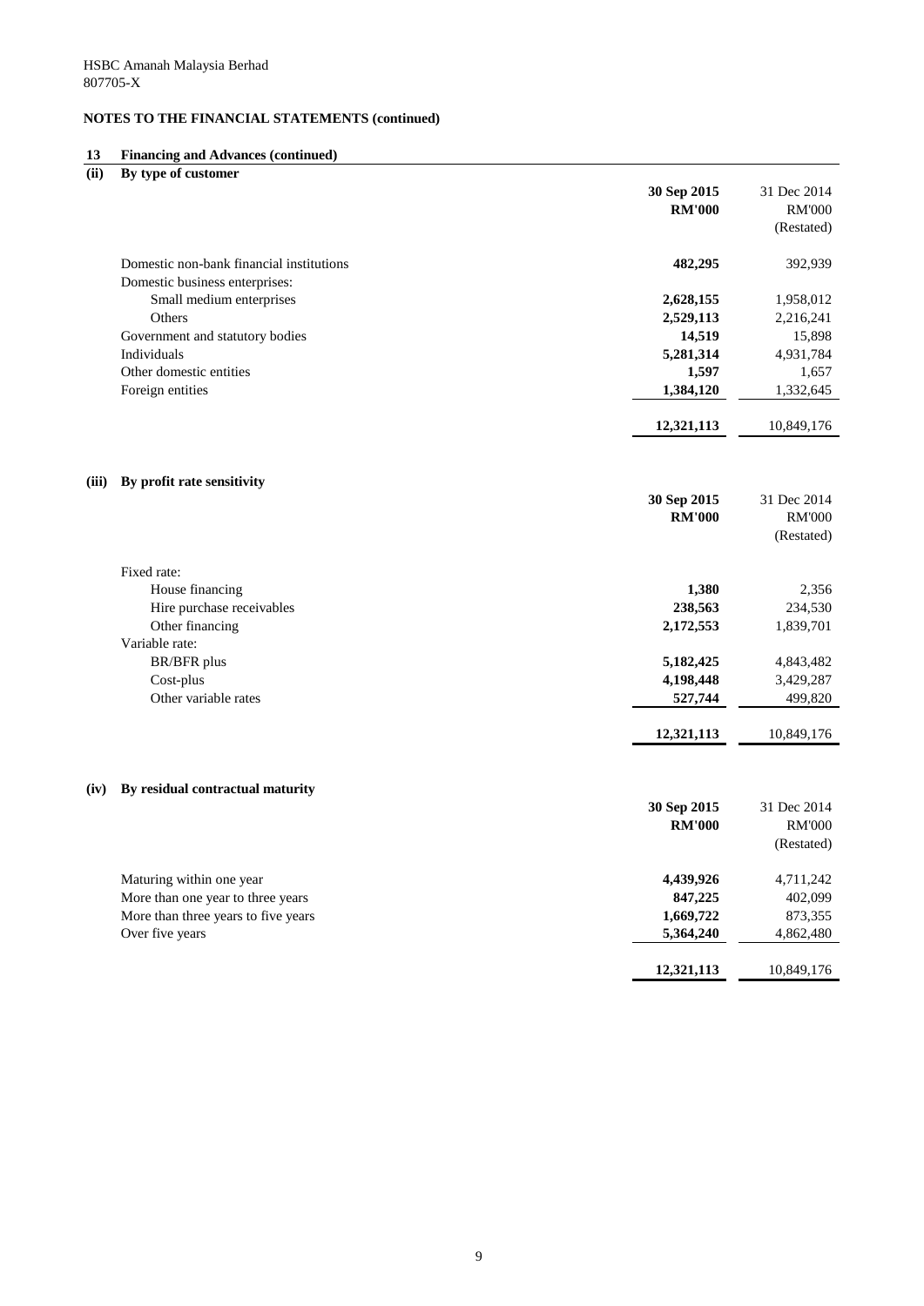HSBC Amanah Malaysia Berhad
807705-X

**NOTES TO THE FINANCIAL STATEMENTS (continued)**

**13 Financing and Advances (continued)**

**(ii) By type of customer**

| | **30 Sep 2015 RM'000** | 31 Dec 2014 RM'000 (Restated) |
|---|---|---|
| Domestic non-bank financial institutions | **482,295** | 392,939 |
| Domestic business enterprises: | | |
| Small medium enterprises | **2,628,155** | 1,958,012 |
| Others | **2,529,113** | 2,216,241 |
| Government and statutory bodies | **14,519** | 15,898 |
| Individuals | **5,281,314** | 4,931,784 |
| Other domestic entities | **1,597** | 1,657 |
| Foreign entities | **1,384,120** | 1,332,645 |
| | **12,321,113** | 10,849,176 |

**(iii) By profit rate sensitivity**

| | **30 Sep 2015 RM'000** | 31 Dec 2014 RM'000 (Restated) |
|---|---|---|
| Fixed rate: | | |
| House financing | **1,380** | 2,356 |
| Hire purchase receivables | **238,563** | 234,530 |
| Other financing | **2,172,553** | 1,839,701 |
| Variable rate: | | |
| BR/BFR plus | **5,182,425** | 4,843,482 |
| Cost-plus | **4,198,448** | 3,429,287 |
| Other variable rates | **527,744** | 499,820 |
| | **12,321,113** | 10,849,176 |

**(iv) By residual contractual maturity**

| | **30 Sep 2015 RM'000** | 31 Dec 2014 RM'000 (Restated) |
|---|---|---|
| Maturing within one year | **4,439,926** | 4,711,242 |
| More than one year to three years | **847,225** | 402,099 |
| More than three years to five years | **1,669,722** | 873,355 |
| Over five years | **5,364,240** | 4,862,480 |
| | **12,321,113** | 10,849,176 |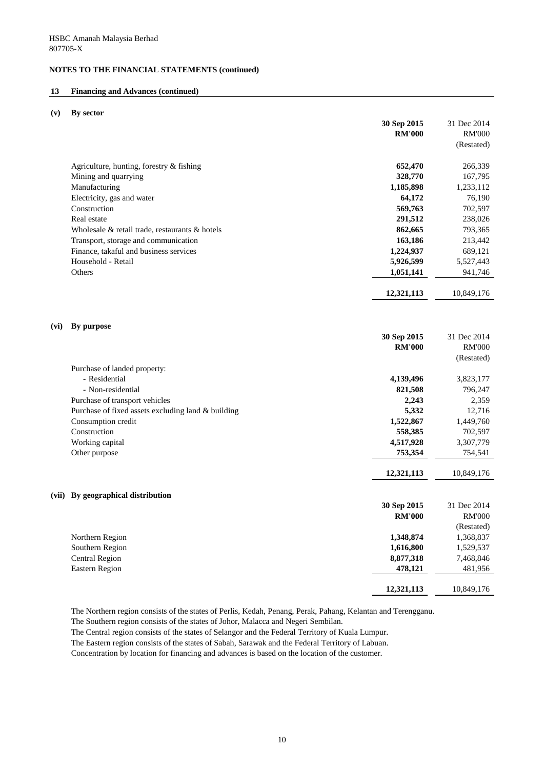HSBC Amanah Malaysia Berhad
807705-X

## NOTES TO THE FINANCIAL STATEMENTS (continued)

### 13 Financing and Advances (continued)

#### (v) By sector

| | 30 Sep 2015 RM'000 | 31 Dec 2014 RM'000 (Restated) |
|---|---|---|
| Agriculture, hunting, forestry & fishing | **652,470** | 266,339 |
| Mining and quarrying | **328,770** | 167,795 |
| Manufacturing | **1,185,898** | 1,233,112 |
| Electricity, gas and water | **64,172** | 76,190 |
| Construction | **569,763** | 702,597 |
| Real estate | **291,512** | 238,026 |
| Wholesale & retail trade, restaurants & hotels | **862,665** | 793,365 |
| Transport, storage and communication | **163,186** | 213,442 |
| Finance, takaful and business services | **1,224,937** | 689,121 |
| Household - Retail | **5,926,599** | 5,527,443 |
| Others | **1,051,141** | 941,746 |
| | **12,321,113** | 10,849,176 |

#### (vi) By purpose

| | 30 Sep 2015 RM'000 | 31 Dec 2014 RM'000 (Restated) |
|---|---|---|
| Purchase of landed property: | | |
| - Residential | **4,139,496** | 3,823,177 |
| - Non-residential | **821,508** | 796,247 |
| Purchase of transport vehicles | **2,243** | 2,359 |
| Purchase of fixed assets excluding land & building | **5,332** | 12,716 |
| Consumption credit | **1,522,867** | 1,449,760 |
| Construction | **558,385** | 702,597 |
| Working capital | **4,517,928** | 3,307,779 |
| Other purpose | **753,354** | 754,541 |
| | **12,321,113** | 10,849,176 |

#### (vii) By geographical distribution

| | 30 Sep 2015 RM'000 | 31 Dec 2014 RM'000 (Restated) |
|---|---|---|
| Northern Region | **1,348,874** | 1,368,837 |
| Southern Region | **1,616,800** | 1,529,537 |
| Central Region | **8,877,318** | 7,468,846 |
| Eastern Region | **478,121** | 481,956 |
| | **12,321,113** | 10,849,176 |

The Northern region consists of the states of Perlis, Kedah, Penang, Perak, Pahang, Kelantan and Terengganu.
The Southern region consists of the states of Johor, Malacca and Negeri Sembilan.
The Central region consists of the states of Selangor and the Federal Territory of Kuala Lumpur.
The Eastern region consists of the states of Sabah, Sarawak and the Federal Territory of Labuan.
Concentration by location for financing and advances is based on the location of the customer.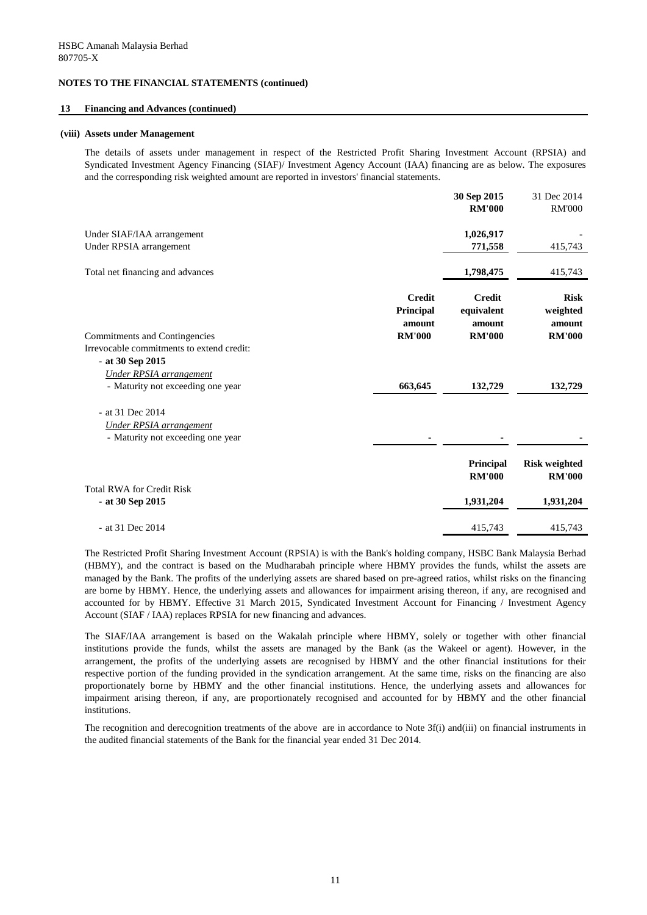HSBC Amanah Malaysia Berhad
807705-X

**NOTES TO THE FINANCIAL STATEMENTS (continued)**

**13 Financing and Advances (continued)**

**(viii) Assets under Management**

The details of assets under management in respect of the Restricted Profit Sharing Investment Account (RPSIA) and Syndicated Investment Agency Financing (SIAF)/ Investment Agency Account (IAA) financing are as below. The exposures and the corresponding risk weighted amount are reported in investors' financial statements.

| | **30 Sep 2015** | 31 Dec 2014 |
|---|---|---|
| | **RM'000** | RM'000 |
| Under SIAF/IAA arrangement | **1,026,917** | - |
| Under RPSIA arrangement | **771,558** | 415,743 |
| Total net financing and advances | **1,798,475** | 415,743 |

| Commitments and Contingencies | **Credit Principal amount RM'000** | **Credit equivalent amount RM'000** | **Risk weighted amount RM'000** |
|---|---|---|---|
| Irrevocable commitments to extend credit: | | | |
| - **at 30 Sep 2015** | | | |
| *Under RPSIA arrangement* | | | |
| - Maturity not exceeding one year | **663,645** | **132,729** | **132,729** |
| - at 31 Dec 2014 | | | |
| *Under RPSIA arrangement* | | | |
| - Maturity not exceeding one year | - | - | - |

| | **Principal RM'000** | **Risk weighted RM'000** |
|---|---|---|
| Total RWA for Credit Risk | | |
| - **at 30 Sep 2015** | **1,931,204** | **1,931,204** |
| - at 31 Dec 2014 | 415,743 | 415,743 |

The Restricted Profit Sharing Investment Account (RPSIA) is with the Bank's holding company, HSBC Bank Malaysia Berhad (HBMY), and the contract is based on the Mudharabah principle where HBMY provides the funds, whilst the assets are managed by the Bank. The profits of the underlying assets are shared based on pre-agreed ratios, whilst risks on the financing are borne by HBMY. Hence, the underlying assets and allowances for impairment arising thereon, if any, are recognised and accounted for by HBMY. Effective 31 March 2015, Syndicated Investment Account for Financing / Investment Agency Account (SIAF / IAA) replaces RPSIA for new financing and advances.

The SIAF/IAA arrangement is based on the Wakalah principle where HBMY, solely or together with other financial institutions provide the funds, whilst the assets are managed by the Bank (as the Wakeel or agent). However, in the arrangement, the profits of the underlying assets are recognised by HBMY and the other financial institutions for their respective portion of the funding provided in the syndication arrangement. At the same time, risks on the financing are also proportionately borne by HBMY and the other financial institutions. Hence, the underlying assets and allowances for impairment arising thereon, if any, are proportionately recognised and accounted for by HBMY and the other financial institutions.

The recognition and derecognition treatments of the above are in accordance to Note 3f(i) and(iii) on financial instruments in the audited financial statements of the Bank for the financial year ended 31 Dec 2014.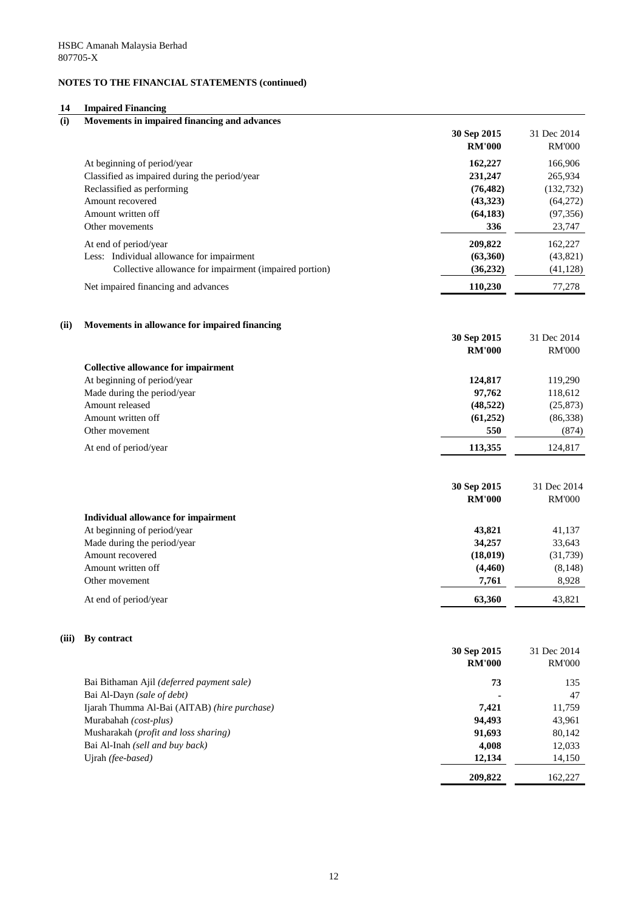HSBC Amanah Malaysia Berhad
807705-X

**NOTES TO THE FINANCIAL STATEMENTS (continued)**

## 14 Impaired Financing

### (i) Movements in impaired financing and advances

| | **30 Sep 2015** | 31 Dec 2014 |
|---|---|---|
| | **RM'000** | RM'000 |
| At beginning of period/year | **162,227** | 166,906 |
| Classified as impaired during the period/year | **231,247** | 265,934 |
| Reclassified as performing | **(76,482)** | (132,732) |
| Amount recovered | **(43,323)** | (64,272) |
| Amount written off | **(64,183)** | (97,356) |
| Other movements | **336** | 23,747 |
| At end of period/year | **209,822** | 162,227 |
| Less: Individual allowance for impairment | **(63,360)** | (43,821) |
| Collective allowance for impairment (impaired portion) | **(36,232)** | (41,128) |
| Net impaired financing and advances | **110,230** | 77,278 |

### (ii) Movements in allowance for impaired financing

| | **30 Sep 2015** | 31 Dec 2014 |
|---|---|---|
| | **RM'000** | RM'000 |
| **Collective allowance for impairment** | | |
| At beginning of period/year | **124,817** | 119,290 |
| Made during the period/year | **97,762** | 118,612 |
| Amount released | **(48,522)** | (25,873) |
| Amount written off | **(61,252)** | (86,338) |
| Other movement | **550** | (874) |
| At end of period/year | **113,355** | 124,817 |

| | **30 Sep 2015** | 31 Dec 2014 |
|---|---|---|
| | **RM'000** | RM'000 |
| **Individual allowance for impairment** | | |
| At beginning of period/year | **43,821** | 41,137 |
| Made during the period/year | **34,257** | 33,643 |
| Amount recovered | **(18,019)** | (31,739) |
| Amount written off | **(4,460)** | (8,148) |
| Other movement | **7,761** | 8,928 |
| At end of period/year | **63,360** | 43,821 |

### (iii) By contract

| | **30 Sep 2015** | 31 Dec 2014 |
|---|---|---|
| | **RM'000** | RM'000 |
| Bai Bithaman Ajil *(deferred payment sale)* | **73** | 135 |
| Bai Al-Dayn *(sale of debt)* | **-** | 47 |
| Ijarah Thumma Al-Bai (AITAB) *(hire purchase)* | **7,421** | 11,759 |
| Murabahah *(cost-plus)* | **94,493** | 43,961 |
| Musharakah (*profit and loss sharing)* | **91,693** | 80,142 |
| Bai Al-Inah *(sell and buy back)* | **4,008** | 12,033 |
| Ujrah *(fee-based)* | **12,134** | 14,150 |
| | **209,822** | 162,227 |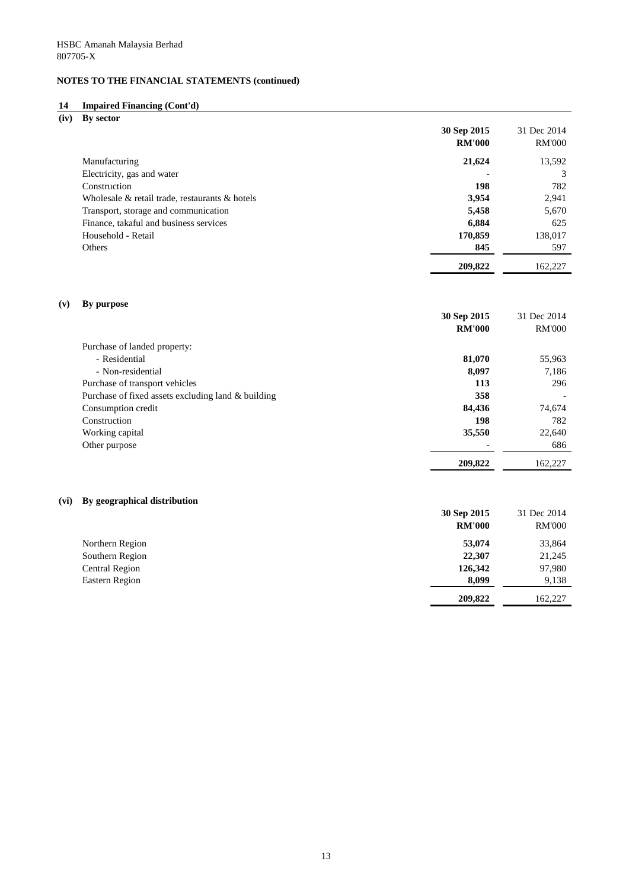HSBC Amanah Malaysia Berhad
807705-X

**NOTES TO THE FINANCIAL STATEMENTS (continued)**

## 14 Impaired Financing (Cont'd)

### (iv) By sector

| | 30 Sep 2015 RM'000 | 31 Dec 2014 RM'000 |
|---|---|---|
| Manufacturing | **21,624** | 13,592 |
| Electricity, gas and water | **-** | 3 |
| Construction | **198** | 782 |
| Wholesale & retail trade, restaurants & hotels | **3,954** | 2,941 |
| Transport, storage and communication | **5,458** | 5,670 |
| Finance, takaful and business services | **6,884** | 625 |
| Household - Retail | **170,859** | 138,017 |
| Others | **845** | 597 |
| | **209,822** | 162,227 |

### (v) By purpose

| | 30 Sep 2015 RM'000 | 31 Dec 2014 RM'000 |
|---|---|---|
| Purchase of landed property: | | |
| - Residential | **81,070** | 55,963 |
| - Non-residential | **8,097** | 7,186 |
| Purchase of transport vehicles | **113** | 296 |
| Purchase of fixed assets excluding land & building | **358** | - |
| Consumption credit | **84,436** | 74,674 |
| Construction | **198** | 782 |
| Working capital | **35,550** | 22,640 |
| Other purpose | **-** | 686 |
| | **209,822** | 162,227 |

### (vi) By geographical distribution

| | 30 Sep 2015 RM'000 | 31 Dec 2014 RM'000 |
|---|---|---|
| Northern Region | **53,074** | 33,864 |
| Southern Region | **22,307** | 21,245 |
| Central Region | **126,342** | 97,980 |
| Eastern Region | **8,099** | 9,138 |
| | **209,822** | 162,227 |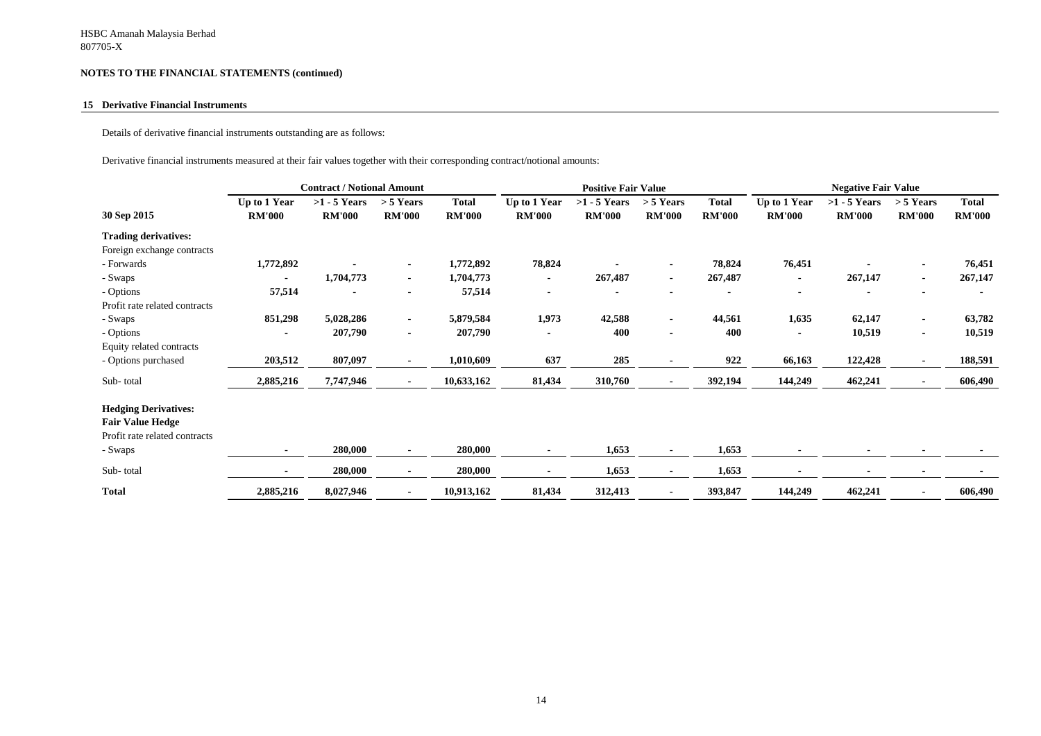HSBC Amanah Malaysia Berhad
807705-X

**NOTES TO THE FINANCIAL STATEMENTS (continued)**

**15 Derivative Financial Instruments**

Details of derivative financial instruments outstanding are as follows:

Derivative financial instruments measured at their fair values together with their corresponding contract/notional amounts:

| | Contract / Notional Amount | | | | Positive Fair Value | | | | Negative Fair Value | | | |
|---|---|---|---|---|---|---|---|---|---|---|---|---|
| **30 Sep 2015** | **Up to 1 Year RM'000** | **>1 - 5 Years RM'000** | **> 5 Years RM'000** | **Total RM'000** | **Up to 1 Year RM'000** | **>1 - 5 Years RM'000** | **> 5 Years RM'000** | **Total RM'000** | **Up to 1 Year RM'000** | **>1 - 5 Years RM'000** | **> 5 Years RM'000** | **Total RM'000** |
| **Trading derivatives:** | | | | | | | | | | | | |
| Foreign exchange contracts | | | | | | | | | | | | |
| - Forwards | **1,772,892** | **-** | **-** | **1,772,892** | **78,824** | **-** | **-** | **78,824** | **76,451** | **-** | **-** | **76,451** |
| - Swaps | **-** | **1,704,773** | **-** | **1,704,773** | **-** | **267,487** | **-** | **267,487** | **-** | **267,147** | **-** | **267,147** |
| - Options | **57,514** | **-** | **-** | **57,514** | **-** | **-** | **-** | **-** | **-** | **-** | **-** | **-** |
| Profit rate related contracts | | | | | | | | | | | | |
| - Swaps | **851,298** | **5,028,286** | **-** | **5,879,584** | **1,973** | **42,588** | **-** | **44,561** | **1,635** | **62,147** | **-** | **63,782** |
| - Options | **-** | **207,790** | **-** | **207,790** | **-** | **400** | **-** | **400** | **-** | **10,519** | **-** | **10,519** |
| Equity related contracts | | | | | | | | | | | | |
| - Options purchased | **203,512** | **807,097** | **-** | **1,010,609** | **637** | **285** | **-** | **922** | **66,163** | **122,428** | **-** | **188,591** |
| Sub- total | **2,885,216** | **7,747,946** | **-** | **10,633,162** | **81,434** | **310,760** | **-** | **392,194** | **144,249** | **462,241** | **-** | **606,490** |
| **Hedging Derivatives:** | | | | | | | | | | | | |
| **Fair Value Hedge** | | | | | | | | | | | | |
| Profit rate related contracts | | | | | | | | | | | | |
| - Swaps | **-** | **280,000** | **-** | **280,000** | **-** | **1,653** | **-** | **1,653** | **-** | **-** | **-** | **-** |
| Sub- total | **-** | **280,000** | **-** | **280,000** | **-** | **1,653** | **-** | **1,653** | **-** | **-** | **-** | **-** |
| **Total** | **2,885,216** | **8,027,946** | **-** | **10,913,162** | **81,434** | **312,413** | **-** | **393,847** | **144,249** | **462,241** | **-** | **606,490** |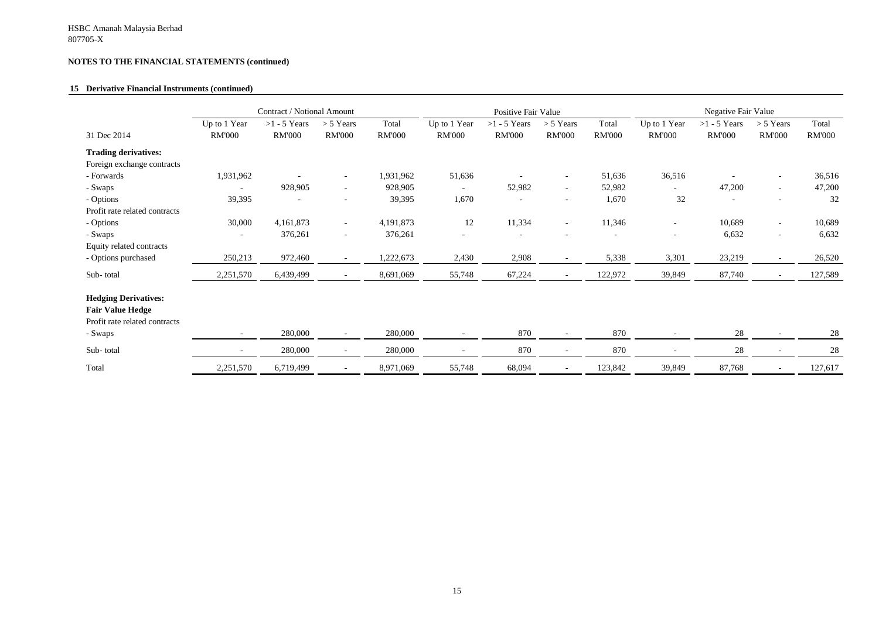HSBC Amanah Malaysia Berhad
807705-X

**NOTES TO THE FINANCIAL STATEMENTS (continued)**

**15 Derivative Financial Instruments (continued)**

| | Contract / Notional Amount | | | | Positive Fair Value | | | | Negative Fair Value | | | |
|---|---|---|---|---|---|---|---|---|---|---|---|---|
| 31 Dec 2014 | Up to 1 Year RM'000 | >1 - 5 Years RM'000 | > 5 Years RM'000 | Total RM'000 | Up to 1 Year RM'000 | >1 - 5 Years RM'000 | > 5 Years RM'000 | Total RM'000 | Up to 1 Year RM'000 | >1 - 5 Years RM'000 | > 5 Years RM'000 | Total RM'000 |
| **Trading derivatives:** | | | | | | | | | | | | |
| Foreign exchange contracts | | | | | | | | | | | | |
| - Forwards | 1,931,962 | - | - | 1,931,962 | 51,636 | - | - | 51,636 | 36,516 | - | - | 36,516 |
| - Swaps | - | 928,905 | - | 928,905 | - | 52,982 | - | 52,982 | - | 47,200 | - | 47,200 |
| - Options | 39,395 | - | - | 39,395 | 1,670 | - | - | 1,670 | 32 | - | - | 32 |
| Profit rate related contracts | | | | | | | | | | | | |
| - Options | 30,000 | 4,161,873 | - | 4,191,873 | 12 | 11,334 | - | 11,346 | - | 10,689 | - | 10,689 |
| - Swaps | - | 376,261 | - | 376,261 | - | - | - | - | - | 6,632 | - | 6,632 |
| Equity related contracts | | | | | | | | | | | | |
| - Options purchased | 250,213 | 972,460 | - | 1,222,673 | 2,430 | 2,908 | - | 5,338 | 3,301 | 23,219 | - | 26,520 |
| Sub- total | 2,251,570 | 6,439,499 | - | 8,691,069 | 55,748 | 67,224 | - | 122,972 | 39,849 | 87,740 | - | 127,589 |
| **Hedging Derivatives:** | | | | | | | | | | | | |
| **Fair Value Hedge** | | | | | | | | | | | | |
| Profit rate related contracts | | | | | | | | | | | | |
| - Swaps | - | 280,000 | - | 280,000 | - | 870 | - | 870 | - | 28 | - | 28 |
| Sub- total | - | 280,000 | - | 280,000 | - | 870 | - | 870 | - | 28 | - | 28 |
| Total | 2,251,570 | 6,719,499 | - | 8,971,069 | 55,748 | 68,094 | - | 123,842 | 39,849 | 87,768 | - | 127,617 |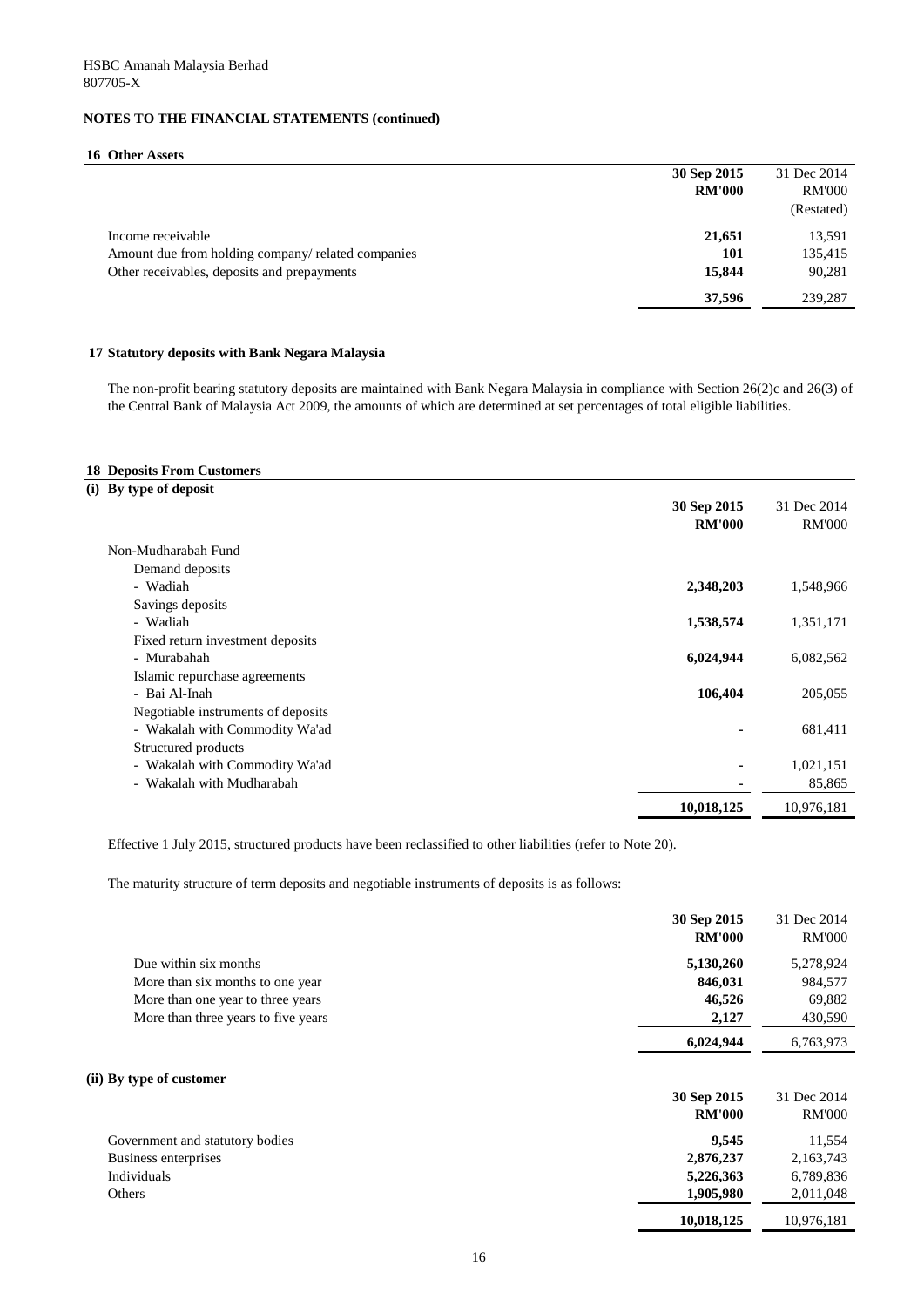## 16 Other Assets

| | 30 Sep 2015 RM'000 | 31 Dec 2014 RM'000 (Restated) |
|---|---|---|
| Income receivable | **21,651** | 13,591 |
| Amount due from holding company/ related companies | **101** | 135,415 |
| Other receivables, deposits and prepayments | **15,844** | 90,281 |
| | **37,596** | 239,287 |

## 17 Statutory deposits with Bank Negara Malaysia

The non-profit bearing statutory deposits are maintained with Bank Negara Malaysia in compliance with Section 26(2)c and 26(3) of the Central Bank of Malaysia Act 2009, the amounts of which are determined at set percentages of total eligible liabilities.

## 18 Deposits From Customers

### (i) By type of deposit

| | 30 Sep 2015 RM'000 | 31 Dec 2014 RM'000 |
|---|---|---|
| Non-Mudharabah Fund | | |
| Demand deposits | | |
| - Wadiah | **2,348,203** | 1,548,966 |
| Savings deposits | | |
| - Wadiah | **1,538,574** | 1,351,171 |
| Fixed return investment deposits | | |
| - Murabahah | **6,024,944** | 6,082,562 |
| Islamic repurchase agreements | | |
| - Bai Al-Inah | **106,404** | 205,055 |
| Negotiable instruments of deposits | | |
| - Wakalah with Commodity Wa'ad | **-** | 681,411 |
| Structured products | | |
| - Wakalah with Commodity Wa'ad | **-** | 1,021,151 |
| - Wakalah with Mudharabah | **-** | 85,865 |
| | **10,018,125** | 10,976,181 |

Effective 1 July 2015, structured products have been reclassified to other liabilities (refer to Note 20).

The maturity structure of term deposits and negotiable instruments of deposits is as follows:

| | 30 Sep 2015 RM'000 | 31 Dec 2014 RM'000 |
|---|---|---|
| Due within six months | **5,130,260** | 5,278,924 |
| More than six months to one year | **846,031** | 984,577 |
| More than one year to three years | **46,526** | 69,882 |
| More than three years to five years | **2,127** | 430,590 |
| | **6,024,944** | 6,763,973 |

### (ii) By type of customer

| | 30 Sep 2015 RM'000 | 31 Dec 2014 RM'000 |
|---|---|---|
| Government and statutory bodies | **9,545** | 11,554 |
| Business enterprises | **2,876,237** | 2,163,743 |
| Individuals | **5,226,363** | 6,789,836 |
| Others | **1,905,980** | 2,011,048 |
| | **10,018,125** | 10,976,181 |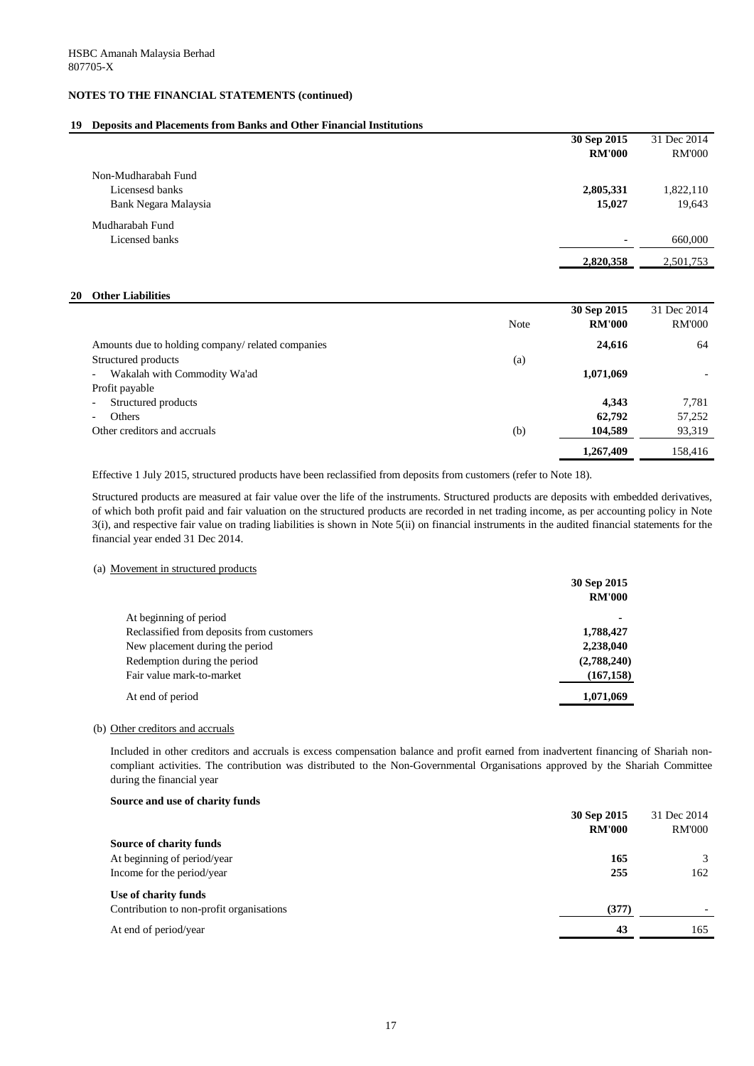HSBC Amanah Malaysia Berhad
807705-X

**NOTES TO THE FINANCIAL STATEMENTS (continued)**

## 19 Deposits and Placements from Banks and Other Financial Institutions

| | 30 Sep 2015 RM'000 | 31 Dec 2014 RM'000 |
|---|---|---|
| Non-Mudharabah Fund | | |
| Licensesd banks | **2,805,331** | 1,822,110 |
| Bank Negara Malaysia | **15,027** | 19,643 |
| Mudharabah Fund | | |
| Licensed banks | **-** | 660,000 |
| | **2,820,358** | 2,501,753 |

## 20 Other Liabilities

| | Note | 30 Sep 2015 RM'000 | 31 Dec 2014 RM'000 |
|---|---|---|---|
| Amounts due to holding company/ related companies | | **24,616** | 64 |
| Structured products | (a) | | |
| - Wakalah with Commodity Wa'ad | | **1,071,069** | - |
| Profit payable | | | |
| - Structured products | | **4,343** | 7,781 |
| - Others | | **62,792** | 57,252 |
| Other creditors and accruals | (b) | **104,589** | 93,319 |
| | | **1,267,409** | 158,416 |

Effective 1 July 2015, structured products have been reclassified from deposits from customers (refer to Note 18).

Structured products are measured at fair value over the life of the instruments. Structured products are deposits with embedded derivatives, of which both profit paid and fair valuation on the structured products are recorded in net trading income, as per accounting policy in Note 3(i), and respective fair value on trading liabilities is shown in Note 5(ii) on financial instruments in the audited financial statements for the financial year ended 31 Dec 2014.

(a) Movement in structured products

| | 30 Sep 2015 RM'000 |
|---|---|
| At beginning of period | **-** |
| Reclassified from deposits from customers | **1,788,427** |
| New placement during the period | **2,238,040** |
| Redemption during the period | **(2,788,240)** |
| Fair value mark-to-market | **(167,158)** |
| At end of period | **1,071,069** |

(b) Other creditors and accruals

Included in other creditors and accruals is excess compensation balance and profit earned from inadvertent financing of Shariah non-compliant activities. The contribution was distributed to the Non-Governmental Organisations approved by the Shariah Committee during the financial year

**Source and use of charity funds**

| | 30 Sep 2015 RM'000 | 31 Dec 2014 RM'000 |
|---|---|---|
| **Source of charity funds** | | |
| At beginning of period/year | **165** | 3 |
| Income for the period/year | **255** | 162 |
| **Use of charity funds** | | |
| Contribution to non-profit organisations | **(377)** | - |
| At end of period/year | **43** | 165 |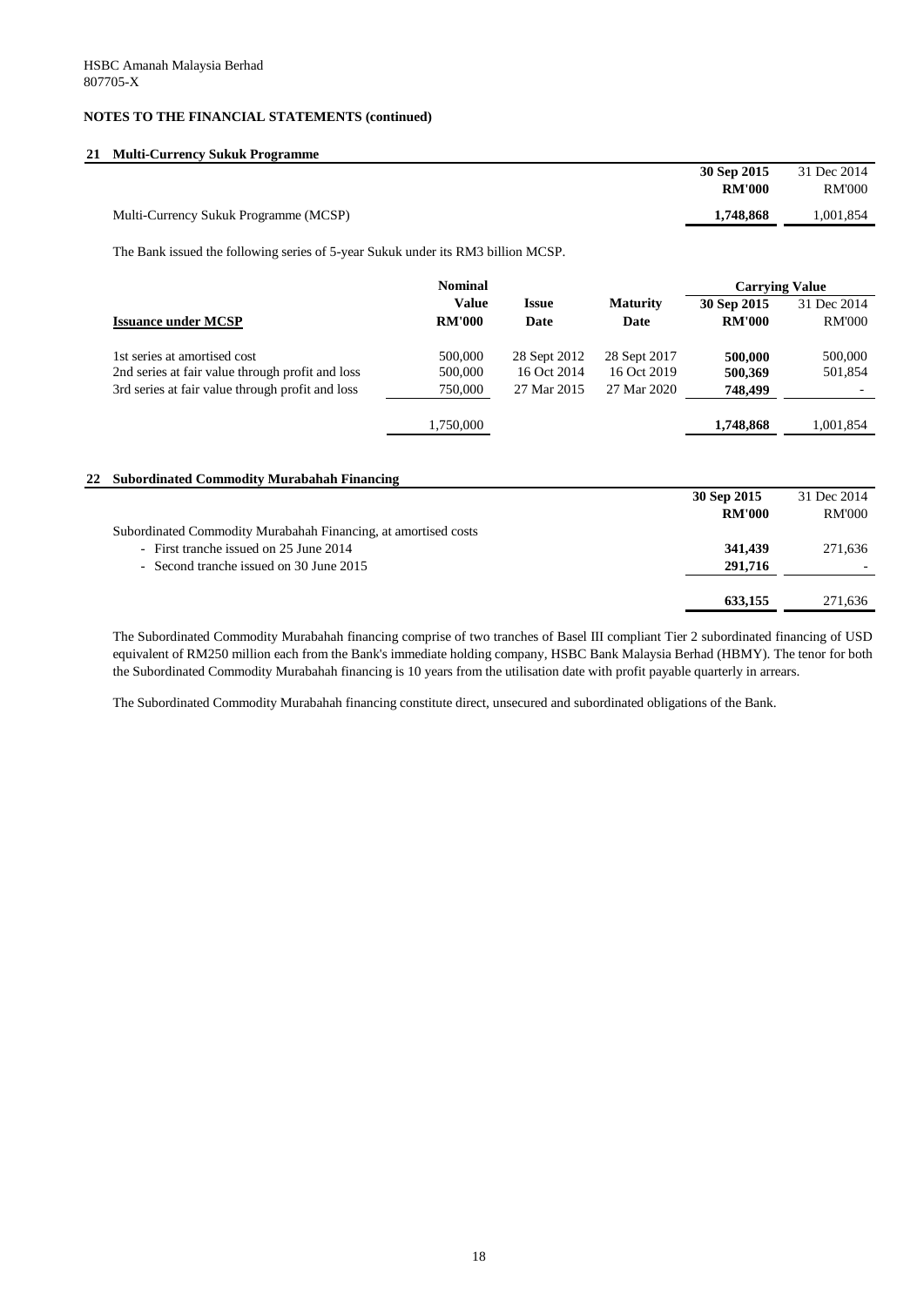HSBC Amanah Malaysia Berhad
807705-X

**NOTES TO THE FINANCIAL STATEMENTS (continued)**

## 21 Multi-Currency Sukuk Programme

| | **30 Sep 2015** | 31 Dec 2014 |
|---|---|---|
| | **RM'000** | RM'000 |
| Multi-Currency Sukuk Programme (MCSP) | **1,748,868** | 1,001,854 |

The Bank issued the following series of 5-year Sukuk under its RM3 billion MCSP.

| | **Nominal** | | | **Carrying Value** | |
|---|---|---|---|---|---|
| | **Value** | **Issue** | **Maturity** | **30 Sep 2015** | 31 Dec 2014 |
| **Issuance under MCSP** | **RM'000** | **Date** | **Date** | **RM'000** | RM'000 |
| 1st series at amortised cost | 500,000 | 28 Sept 2012 | 28 Sept 2017 | **500,000** | 500,000 |
| 2nd series at fair value through profit and loss | 500,000 | 16 Oct 2014 | 16 Oct 2019 | **500,369** | 501,854 |
| 3rd series at fair value through profit and loss | 750,000 | 27 Mar 2015 | 27 Mar 2020 | **748,499** | - |
| | 1,750,000 | | | **1,748,868** | 1,001,854 |

## 22 Subordinated Commodity Murabahah Financing

| | **30 Sep 2015** | 31 Dec 2014 |
|---|---|---|
| | **RM'000** | RM'000 |
| Subordinated Commodity Murabahah Financing, at amortised costs | | |
| - First tranche issued on 25 June 2014 | **341,439** | 271,636 |
| - Second tranche issued on 30 June 2015 | **291,716** | - |
| | **633,155** | 271,636 |

The Subordinated Commodity Murabahah financing comprise of two tranches of Basel III compliant Tier 2 subordinated financing of USD equivalent of RM250 million each from the Bank's immediate holding company, HSBC Bank Malaysia Berhad (HBMY). The tenor for both the Subordinated Commodity Murabahah financing is 10 years from the utilisation date with profit payable quarterly in arrears.

The Subordinated Commodity Murabahah financing constitute direct, unsecured and subordinated obligations of the Bank.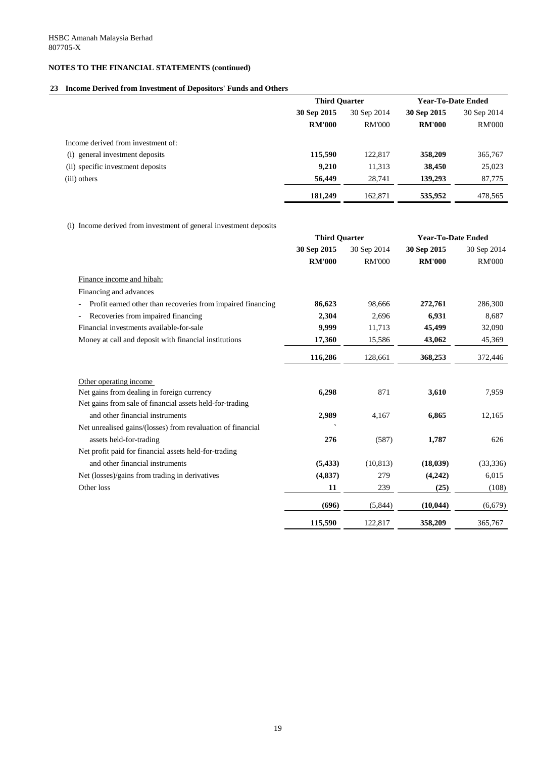HSBC Amanah Malaysia Berhad
807705-X

**NOTES TO THE FINANCIAL STATEMENTS (continued)**

## 23 Income Derived from Investment of Depositors' Funds and Others

| | Third Quarter | | Year-To-Date Ended | |
|---|---|---|---|---|
| | **30 Sep 2015** | 30 Sep 2014 | **30 Sep 2015** | 30 Sep 2014 |
| | **RM'000** | RM'000 | **RM'000** | RM'000 |
| Income derived from investment of: | | | | |
| (i) general investment deposits | **115,590** | 122,817 | **358,209** | 365,767 |
| (ii) specific investment deposits | **9,210** | 11,313 | **38,450** | 25,023 |
| (iii) others | **56,449** | 28,741 | **139,293** | 87,775 |
| | **181,249** | 162,871 | **535,952** | 478,565 |

(i) Income derived from investment of general investment deposits

| | Third Quarter | | Year-To-Date Ended | |
|---|---|---|---|---|
| | **30 Sep 2015** | 30 Sep 2014 | **30 Sep 2015** | 30 Sep 2014 |
| | **RM'000** | RM'000 | **RM'000** | RM'000 |
| Finance income and hibah: | | | | |
| Financing and advances | | | | |
| - Profit earned other than recoveries from impaired financing | **86,623** | 98,666 | **272,761** | 286,300 |
| - Recoveries from impaired financing | **2,304** | 2,696 | **6,931** | 8,687 |
| Financial investments available-for-sale | **9,999** | 11,713 | **45,499** | 32,090 |
| Money at call and deposit with financial institutions | **17,360** | 15,586 | **43,062** | 45,369 |
| | **116,286** | 128,661 | **368,253** | 372,446 |
| Other operating income | | | | |
| Net gains from dealing in foreign currency | **6,298** | 871 | **3,610** | 7,959 |
| Net gains from sale of financial assets held-for-trading and other financial instruments | **2,989** | 4,167 | **6,865** | 12,165 |
| Net unrealised gains/(losses) from revaluation of financial assets held-for-trading | **276** | (587) | **1,787** | 626 |
| Net profit paid for financial assets held-for-trading and other financial instruments | **(5,433)** | (10,813) | **(18,039)** | (33,336) |
| Net (losses)/gains from trading in derivatives | **(4,837)** | 279 | **(4,242)** | 6,015 |
| Other loss | **11** | 239 | **(25)** | (108) |
| | **(696)** | (5,844) | **(10,044)** | (6,679) |
| | **115,590** | 122,817 | **358,209** | 365,767 |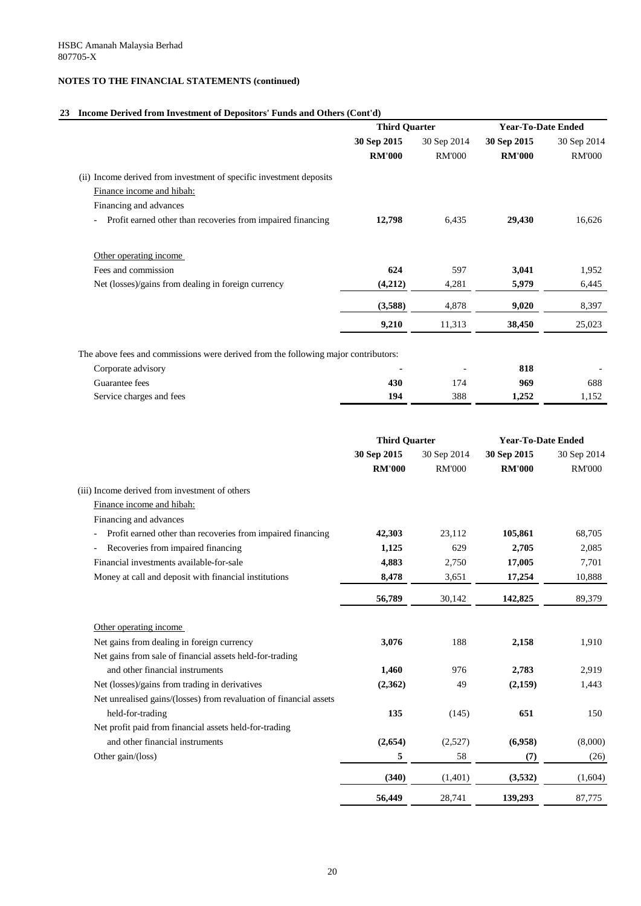HSBC Amanah Malaysia Berhad
807705-X

**NOTES TO THE FINANCIAL STATEMENTS (continued)**

## 23 Income Derived from Investment of Depositors' Funds and Others (Cont'd)

| | Third Quarter | | Year-To-Date Ended | |
|---|---|---|---|---|
| | **30 Sep 2015** | 30 Sep 2014 | **30 Sep 2015** | 30 Sep 2014 |
| | **RM'000** | RM'000 | **RM'000** | RM'000 |
| (ii) Income derived from investment of specific investment deposits | | | | |
| Finance income and hibah: | | | | |
| Financing and advances | | | | |
| - Profit earned other than recoveries from impaired financing | **12,798** | 6,435 | **29,430** | 16,626 |
| Other operating income | | | | |
| Fees and commission | **624** | 597 | **3,041** | 1,952 |
| Net (losses)/gains from dealing in foreign currency | **(4,212)** | 4,281 | **5,979** | 6,445 |
| | **(3,588)** | 4,878 | **9,020** | 8,397 |
| | **9,210** | 11,313 | **38,450** | 25,023 |
| The above fees and commissions were derived from the following major contributors: | | | | |
| Corporate advisory | **-** | - | **818** | - |
| Guarantee fees | **430** | 174 | **969** | 688 |
| Service charges and fees | **194** | 388 | **1,252** | 1,152 |

| | Third Quarter | | Year-To-Date Ended | |
|---|---|---|---|---|
| | **30 Sep 2015** | 30 Sep 2014 | **30 Sep 2015** | 30 Sep 2014 |
| | **RM'000** | RM'000 | **RM'000** | RM'000 |
| (iii) Income derived from investment of others | | | | |
| Finance income and hibah: | | | | |
| Financing and advances | | | | |
| - Profit earned other than recoveries from impaired financing | **42,303** | 23,112 | **105,861** | 68,705 |
| - Recoveries from impaired financing | **1,125** | 629 | **2,705** | 2,085 |
| Financial investments available-for-sale | **4,883** | 2,750 | **17,005** | 7,701 |
| Money at call and deposit with financial institutions | **8,478** | 3,651 | **17,254** | 10,888 |
| | **56,789** | 30,142 | **142,825** | 89,379 |
| Other operating income | | | | |
| Net gains from dealing in foreign currency | **3,076** | 188 | **2,158** | 1,910 |
| Net gains from sale of financial assets held-for-trading and other financial instruments | **1,460** | 976 | **2,783** | 2,919 |
| Net (losses)/gains from trading in derivatives | **(2,362)** | 49 | **(2,159)** | 1,443 |
| Net unrealised gains/(losses) from revaluation of financial assets held-for-trading | **135** | (145) | **651** | 150 |
| Net profit paid from financial assets held-for-trading and other financial instruments | **(2,654)** | (2,527) | **(6,958)** | (8,000) |
| Other gain/(loss) | **5** | 58 | **(7)** | (26) |
| | **(340)** | (1,401) | **(3,532)** | (1,604) |
| | **56,449** | 28,741 | **139,293** | 87,775 |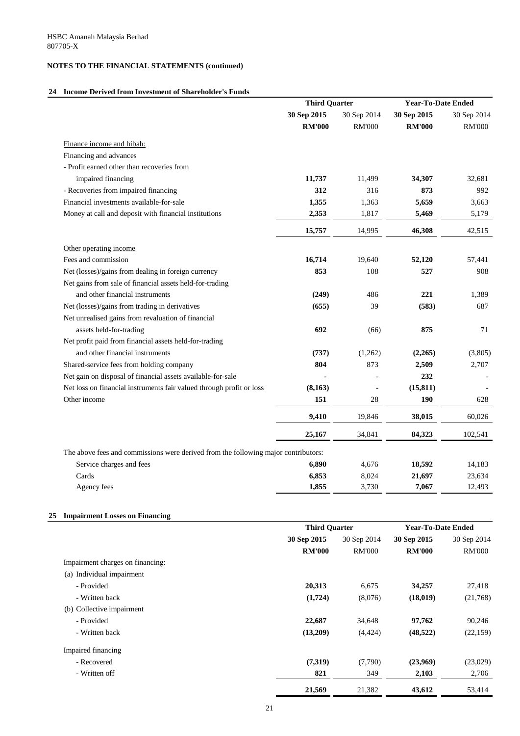HSBC Amanah Malaysia Berhad
807705-X

**NOTES TO THE FINANCIAL STATEMENTS (continued)**

## 24 Income Derived from Investment of Shareholder's Funds

| | Third Quarter | | Year-To-Date Ended | |
|---|---|---|---|---|
| | **30 Sep 2015** | 30 Sep 2014 | **30 Sep 2015** | 30 Sep 2014 |
| | **RM'000** | RM'000 | **RM'000** | RM'000 |
| Finance income and hibah: | | | | |
| Financing and advances | | | | |
| - Profit earned other than recoveries from impaired financing | **11,737** | 11,499 | **34,307** | 32,681 |
| - Recoveries from impaired financing | **312** | 316 | **873** | 992 |
| Financial investments available-for-sale | **1,355** | 1,363 | **5,659** | 3,663 |
| Money at call and deposit with financial institutions | **2,353** | 1,817 | **5,469** | 5,179 |
| | **15,757** | 14,995 | **46,308** | 42,515 |
| Other operating income | | | | |
| Fees and commission | **16,714** | 19,640 | **52,120** | 57,441 |
| Net (losses)/gains from dealing in foreign currency | **853** | 108 | **527** | 908 |
| Net gains from sale of financial assets held-for-trading and other financial instruments | **(249)** | 486 | **221** | 1,389 |
| Net (losses)/gains from trading in derivatives | **(655)** | 39 | **(583)** | 687 |
| Net unrealised gains from revaluation of financial assets held-for-trading | **692** | (66) | **875** | 71 |
| Net profit paid from financial assets held-for-trading and other financial instruments | **(737)** | (1,262) | **(2,265)** | (3,805) |
| Shared-service fees from holding company | **804** | 873 | **2,509** | 2,707 |
| Net gain on disposal of financial assets available-for-sale | **-** | - | **232** | - |
| Net loss on financial instruments fair valued through profit or loss | **(8,163)** | - | **(15,811)** | - |
| Other income | **151** | 28 | **190** | 628 |
| | **9,410** | 19,846 | **38,015** | 60,026 |
| | **25,167** | 34,841 | **84,323** | 102,541 |
| The above fees and commissions were derived from the following major contributors: | | | | |
| Service charges and fees | **6,890** | 4,676 | **18,592** | 14,183 |
| Cards | **6,853** | 8,024 | **21,697** | 23,634 |
| Agency fees | **1,855** | 3,730 | **7,067** | 12,493 |

## 25 Impairment Losses on Financing

| | Third Quarter | | Year-To-Date Ended | |
|---|---|---|---|---|
| | **30 Sep 2015** | 30 Sep 2014 | **30 Sep 2015** | 30 Sep 2014 |
| | **RM'000** | RM'000 | **RM'000** | RM'000 |
| Impairment charges on financing: | | | | |
| (a) Individual impairment | | | | |
| - Provided | **20,313** | 6,675 | **34,257** | 27,418 |
| - Written back | **(1,724)** | (8,076) | **(18,019)** | (21,768) |
| (b) Collective impairment | | | | |
| - Provided | **22,687** | 34,648 | **97,762** | 90,246 |
| - Written back | **(13,209)** | (4,424) | **(48,522)** | (22,159) |
| Impaired financing | | | | |
| - Recovered | **(7,319)** | (7,790) | **(23,969)** | (23,029) |
| - Written off | **821** | 349 | **2,103** | 2,706 |
| | **21,569** | 21,382 | **43,612** | 53,414 |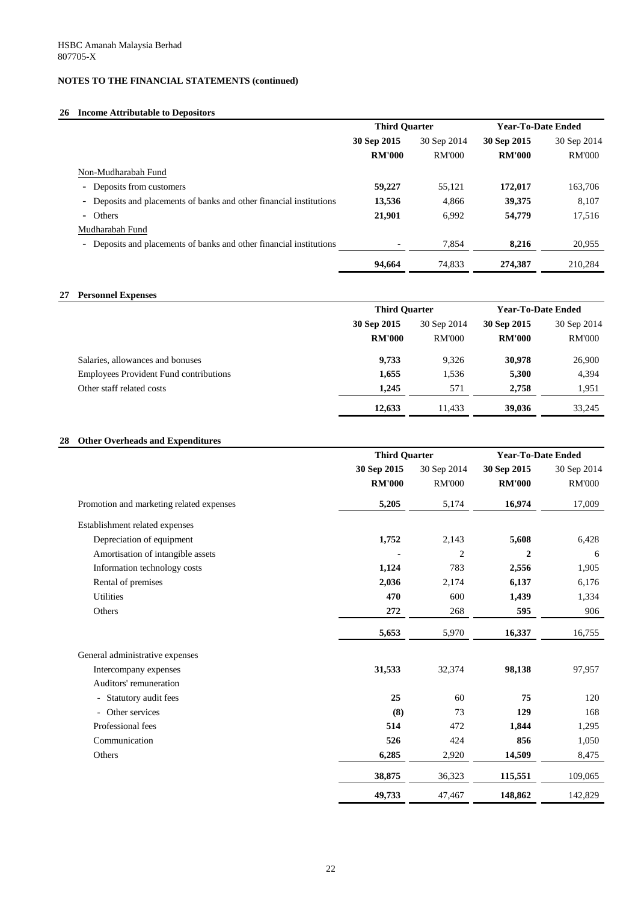HSBC Amanah Malaysia Berhad
807705-X

**NOTES TO THE FINANCIAL STATEMENTS (continued)**

## 26 Income Attributable to Depositors

| | Third Quarter | | Year-To-Date Ended | |
|---|---|---|---|---|
| | **30 Sep 2015** | 30 Sep 2014 | **30 Sep 2015** | 30 Sep 2014 |
| | **RM'000** | RM'000 | **RM'000** | RM'000 |
| Non-Mudharabah Fund | | | | |
| - Deposits from customers | **59,227** | 55,121 | **172,017** | 163,706 |
| - Deposits and placements of banks and other financial institutions | **13,536** | 4,866 | **39,375** | 8,107 |
| - Others | **21,901** | 6,992 | **54,779** | 17,516 |
| Mudharabah Fund | | | | |
| - Deposits and placements of banks and other financial institutions | **-** | 7,854 | **8,216** | 20,955 |
| | **94,664** | 74,833 | **274,387** | 210,284 |

## 27 Personnel Expenses

| | Third Quarter | | Year-To-Date Ended | |
|---|---|---|---|---|
| | **30 Sep 2015** | 30 Sep 2014 | **30 Sep 2015** | 30 Sep 2014 |
| | **RM'000** | RM'000 | **RM'000** | RM'000 |
| Salaries, allowances and bonuses | **9,733** | 9,326 | **30,978** | 26,900 |
| Employees Provident Fund contributions | **1,655** | 1,536 | **5,300** | 4,394 |
| Other staff related costs | **1,245** | 571 | **2,758** | 1,951 |
| | **12,633** | 11,433 | **39,036** | 33,245 |

## 28 Other Overheads and Expenditures

| | Third Quarter | | Year-To-Date Ended | |
|---|---|---|---|---|
| | **30 Sep 2015** | 30 Sep 2014 | **30 Sep 2015** | 30 Sep 2014 |
| | **RM'000** | RM'000 | **RM'000** | RM'000 |
| Promotion and marketing related expenses | **5,205** | 5,174 | **16,974** | 17,009 |
| Establishment related expenses | | | | |
| Depreciation of equipment | **1,752** | 2,143 | **5,608** | 6,428 |
| Amortisation of intangible assets | **-** | 2 | **2** | 6 |
| Information technology costs | **1,124** | 783 | **2,556** | 1,905 |
| Rental of premises | **2,036** | 2,174 | **6,137** | 6,176 |
| Utilities | **470** | 600 | **1,439** | 1,334 |
| Others | **272** | 268 | **595** | 906 |
| | **5,653** | 5,970 | **16,337** | 16,755 |
| General administrative expenses | | | | |
| Intercompany expenses | **31,533** | 32,374 | **98,138** | 97,957 |
| Auditors' remuneration | | | | |
| - Statutory audit fees | **25** | 60 | **75** | 120 |
| - Other services | **(8)** | 73 | **129** | 168 |
| Professional fees | **514** | 472 | **1,844** | 1,295 |
| Communication | **526** | 424 | **856** | 1,050 |
| Others | **6,285** | 2,920 | **14,509** | 8,475 |
| | **38,875** | 36,323 | **115,551** | 109,065 |
| | **49,733** | 47,467 | **148,862** | 142,829 |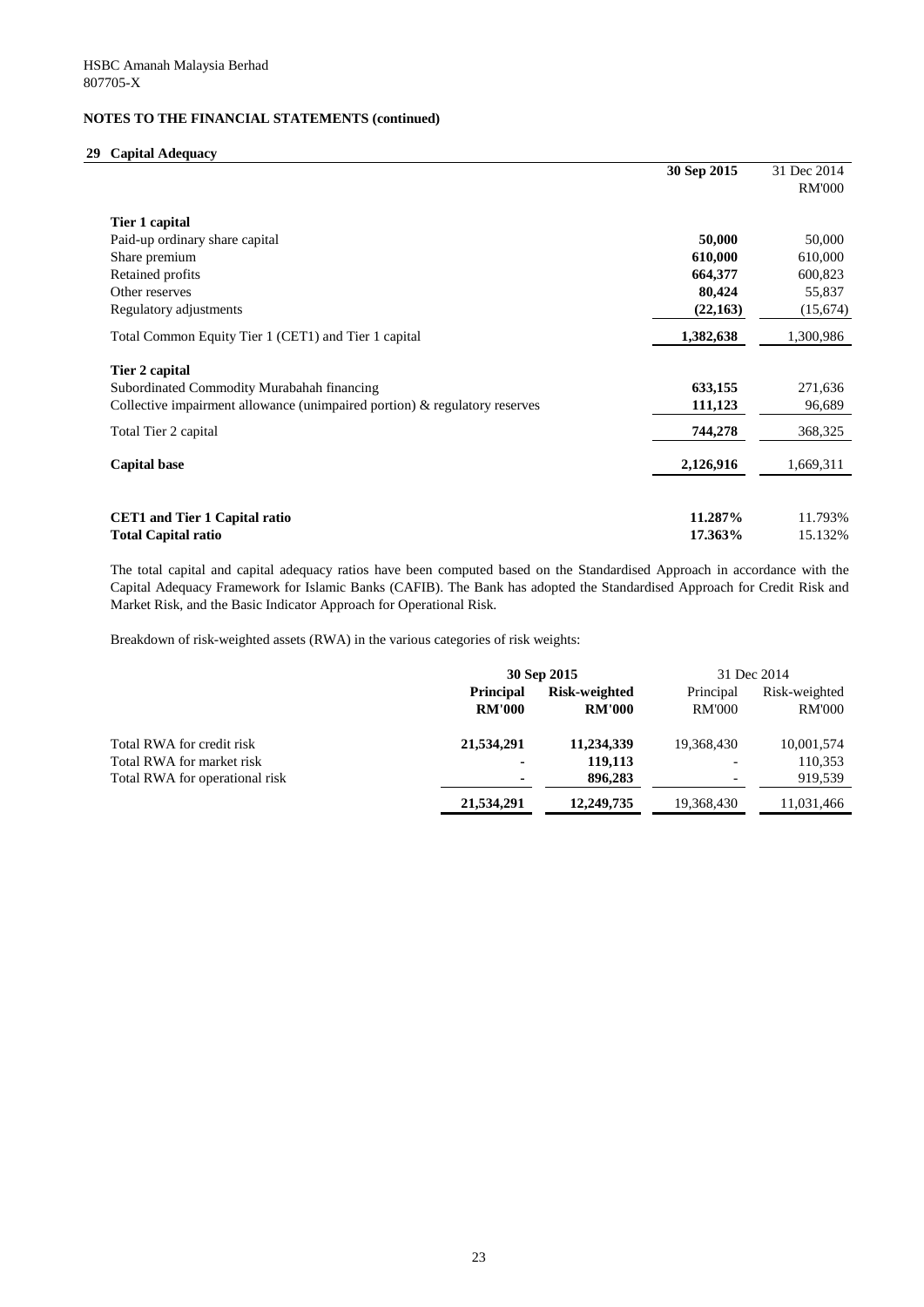HSBC Amanah Malaysia Berhad
807705-X

**NOTES TO THE FINANCIAL STATEMENTS (continued)**

## 29 Capital Adequacy

| | **30 Sep 2015** | 31 Dec 2014 |
|---|---|---|
| | | RM'000 |
| **Tier 1 capital** | | |
| Paid-up ordinary share capital | **50,000** | 50,000 |
| Share premium | **610,000** | 610,000 |
| Retained profits | **664,377** | 600,823 |
| Other reserves | **80,424** | 55,837 |
| Regulatory adjustments | **(22,163)** | (15,674) |
| Total Common Equity Tier 1 (CET1) and Tier 1 capital | **1,382,638** | 1,300,986 |
| **Tier 2 capital** | | |
| Subordinated Commodity Murabahah financing | **633,155** | 271,636 |
| Collective impairment allowance (unimpaired portion) & regulatory reserves | **111,123** | 96,689 |
| Total Tier 2 capital | **744,278** | 368,325 |
| **Capital base** | **2,126,916** | 1,669,311 |
| **CET1 and Tier 1 Capital ratio** | **11.287%** | 11.793% |
| **Total Capital ratio** | **17.363%** | 15.132% |

The total capital and capital adequacy ratios have been computed based on the Standardised Approach in accordance with the Capital Adequacy Framework for Islamic Banks (CAFIB). The Bank has adopted the Standardised Approach for Credit Risk and Market Risk, and the Basic Indicator Approach for Operational Risk.

Breakdown of risk-weighted assets (RWA) in the various categories of risk weights:

| | **30 Sep 2015** | | 31 Dec 2014 | |
|---|---|---|---|---|
| | **Principal RM'000** | **Risk-weighted RM'000** | Principal RM'000 | Risk-weighted RM'000 |
| Total RWA for credit risk | **21,534,291** | **11,234,339** | 19,368,430 | 10,001,574 |
| Total RWA for market risk | **-** | **119,113** | - | 110,353 |
| Total RWA for operational risk | **-** | **896,283** | - | 919,539 |
| | **21,534,291** | **12,249,735** | 19,368,430 | 11,031,466 |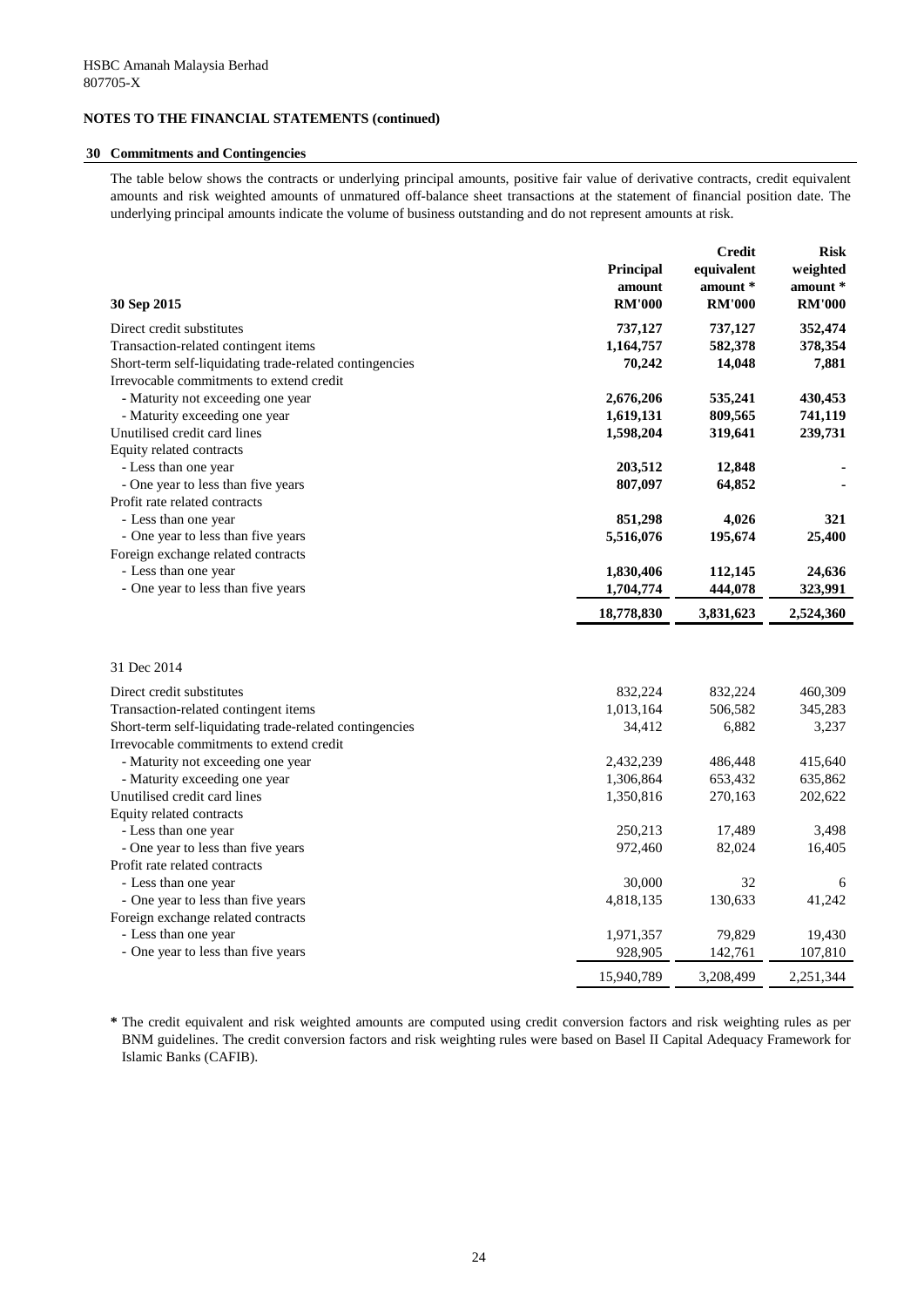HSBC Amanah Malaysia Berhad
807705-X

**NOTES TO THE FINANCIAL STATEMENTS (continued)**

## 30 Commitments and Contingencies

The table below shows the contracts or underlying principal amounts, positive fair value of derivative contracts, credit equivalent amounts and risk weighted amounts of unmatured off-balance sheet transactions at the statement of financial position date. The underlying principal amounts indicate the volume of business outstanding and do not represent amounts at risk.

| 30 Sep 2015 | Principal amount RM'000 | Credit equivalent amount * RM'000 | Risk weighted amount * RM'000 |
|---|---|---|---|
| Direct credit substitutes | **737,127** | **737,127** | **352,474** |
| Transaction-related contingent items | **1,164,757** | **582,378** | **378,354** |
| Short-term self-liquidating trade-related contingencies | **70,242** | **14,048** | **7,881** |
| Irrevocable commitments to extend credit | | | |
| - Maturity not exceeding one year | **2,676,206** | **535,241** | **430,453** |
| - Maturity exceeding one year | **1,619,131** | **809,565** | **741,119** |
| Unutilised credit card lines | **1,598,204** | **319,641** | **239,731** |
| Equity related contracts | | | |
| - Less than one year | **203,512** | **12,848** | **-** |
| - One year to less than five years | **807,097** | **64,852** | **-** |
| Profit rate related contracts | | | |
| - Less than one year | **851,298** | **4,026** | **321** |
| - One year to less than five years | **5,516,076** | **195,674** | **25,400** |
| Foreign exchange related contracts | | | |
| - Less than one year | **1,830,406** | **112,145** | **24,636** |
| - One year to less than five years | **1,704,774** | **444,078** | **323,991** |
| | **18,778,830** | **3,831,623** | **2,524,360** |

| 31 Dec 2014 | Principal amount RM'000 | Credit equivalent amount * RM'000 | Risk weighted amount * RM'000 |
|---|---|---|---|
| Direct credit substitutes | 832,224 | 832,224 | 460,309 |
| Transaction-related contingent items | 1,013,164 | 506,582 | 345,283 |
| Short-term self-liquidating trade-related contingencies | 34,412 | 6,882 | 3,237 |
| Irrevocable commitments to extend credit | | | |
| - Maturity not exceeding one year | 2,432,239 | 486,448 | 415,640 |
| - Maturity exceeding one year | 1,306,864 | 653,432 | 635,862 |
| Unutilised credit card lines | 1,350,816 | 270,163 | 202,622 |
| Equity related contracts | | | |
| - Less than one year | 250,213 | 17,489 | 3,498 |
| - One year to less than five years | 972,460 | 82,024 | 16,405 |
| Profit rate related contracts | | | |
| - Less than one year | 30,000 | 32 | 6 |
| - One year to less than five years | 4,818,135 | 130,633 | 41,242 |
| Foreign exchange related contracts | | | |
| - Less than one year | 1,971,357 | 79,829 | 19,430 |
| - One year to less than five years | 928,905 | 142,761 | 107,810 |
| | 15,940,789 | 3,208,499 | 2,251,344 |

**\*** The credit equivalent and risk weighted amounts are computed using credit conversion factors and risk weighting rules as per BNM guidelines. The credit conversion factors and risk weighting rules were based on Basel II Capital Adequacy Framework for Islamic Banks (CAFIB).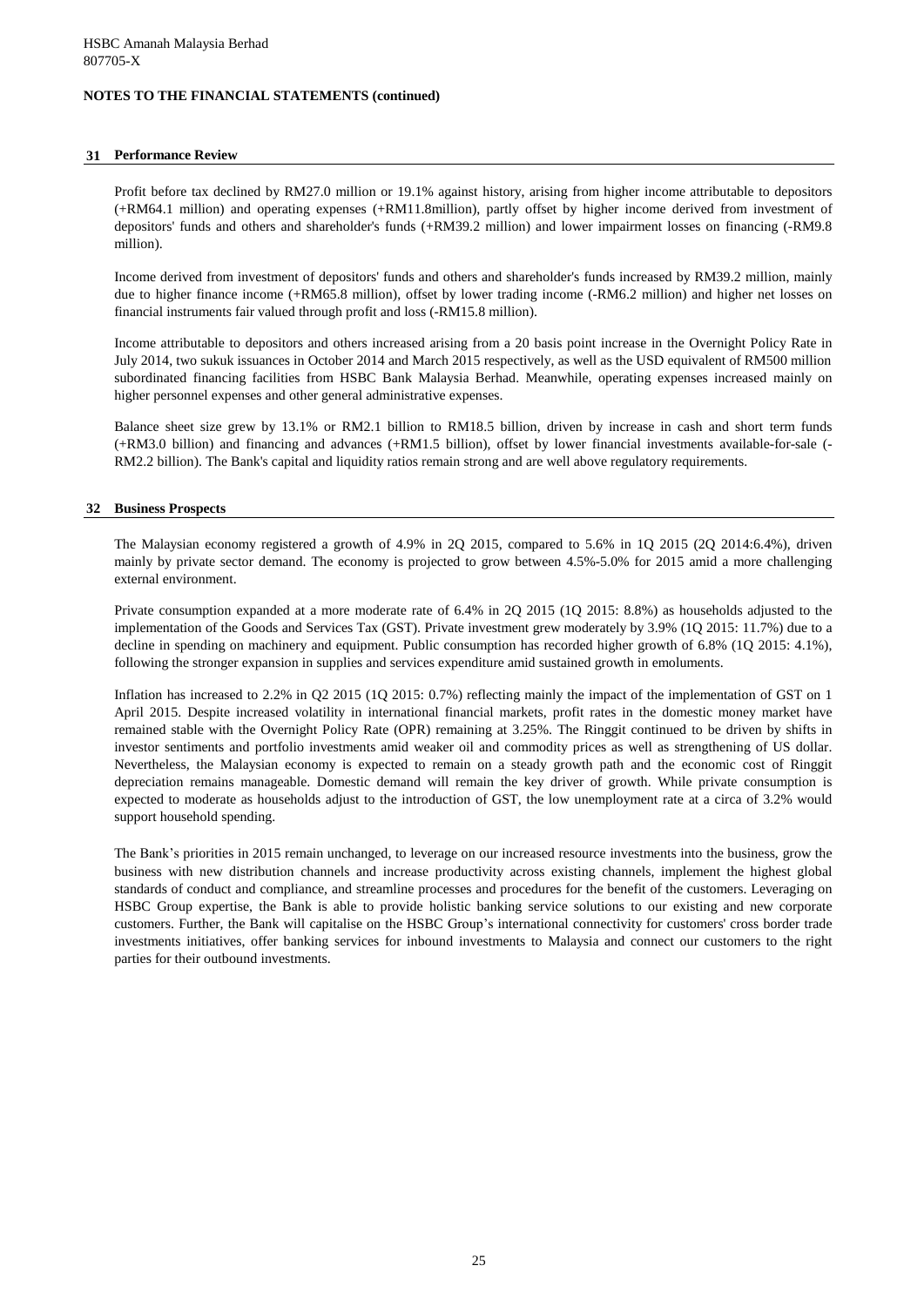## 31 Performance Review

Profit before tax declined by RM27.0 million or 19.1% against history, arising from higher income attributable to depositors (+RM64.1 million) and operating expenses (+RM11.8million), partly offset by higher income derived from investment of depositors' funds and others and shareholder's funds (+RM39.2 million) and lower impairment losses on financing (-RM9.8 million).

Income derived from investment of depositors' funds and others and shareholder's funds increased by RM39.2 million, mainly due to higher finance income (+RM65.8 million), offset by lower trading income (-RM6.2 million) and higher net losses on financial instruments fair valued through profit and loss (-RM15.8 million).

Income attributable to depositors and others increased arising from a 20 basis point increase in the Overnight Policy Rate in July 2014, two sukuk issuances in October 2014 and March 2015 respectively, as well as the USD equivalent of RM500 million subordinated financing facilities from HSBC Bank Malaysia Berhad. Meanwhile, operating expenses increased mainly on higher personnel expenses and other general administrative expenses.

Balance sheet size grew by 13.1% or RM2.1 billion to RM18.5 billion, driven by increase in cash and short term funds (+RM3.0 billion) and financing and advances (+RM1.5 billion), offset by lower financial investments available-for-sale (-RM2.2 billion). The Bank's capital and liquidity ratios remain strong and are well above regulatory requirements.

## 32 Business Prospects

The Malaysian economy registered a growth of 4.9% in 2Q 2015, compared to 5.6% in 1Q 2015 (2Q 2014:6.4%), driven mainly by private sector demand. The economy is projected to grow between 4.5%-5.0% for 2015 amid a more challenging external environment.

Private consumption expanded at a more moderate rate of 6.4% in 2Q 2015 (1Q 2015: 8.8%) as households adjusted to the implementation of the Goods and Services Tax (GST). Private investment grew moderately by 3.9% (1Q 2015: 11.7%) due to a decline in spending on machinery and equipment. Public consumption has recorded higher growth of 6.8% (1Q 2015: 4.1%), following the stronger expansion in supplies and services expenditure amid sustained growth in emoluments.

Inflation has increased to 2.2% in Q2 2015 (1Q 2015: 0.7%) reflecting mainly the impact of the implementation of GST on 1 April 2015. Despite increased volatility in international financial markets, profit rates in the domestic money market have remained stable with the Overnight Policy Rate (OPR) remaining at 3.25%. The Ringgit continued to be driven by shifts in investor sentiments and portfolio investments amid weaker oil and commodity prices as well as strengthening of US dollar. Nevertheless, the Malaysian economy is expected to remain on a steady growth path and the economic cost of Ringgit depreciation remains manageable. Domestic demand will remain the key driver of growth. While private consumption is expected to moderate as households adjust to the introduction of GST, the low unemployment rate at a circa of 3.2% would support household spending.

The Bank's priorities in 2015 remain unchanged, to leverage on our increased resource investments into the business, grow the business with new distribution channels and increase productivity across existing channels, implement the highest global standards of conduct and compliance, and streamline processes and procedures for the benefit of the customers. Leveraging on HSBC Group expertise, the Bank is able to provide holistic banking service solutions to our existing and new corporate customers. Further, the Bank will capitalise on the HSBC Group's international connectivity for customers' cross border trade investments initiatives, offer banking services for inbound investments to Malaysia and connect our customers to the right parties for their outbound investments.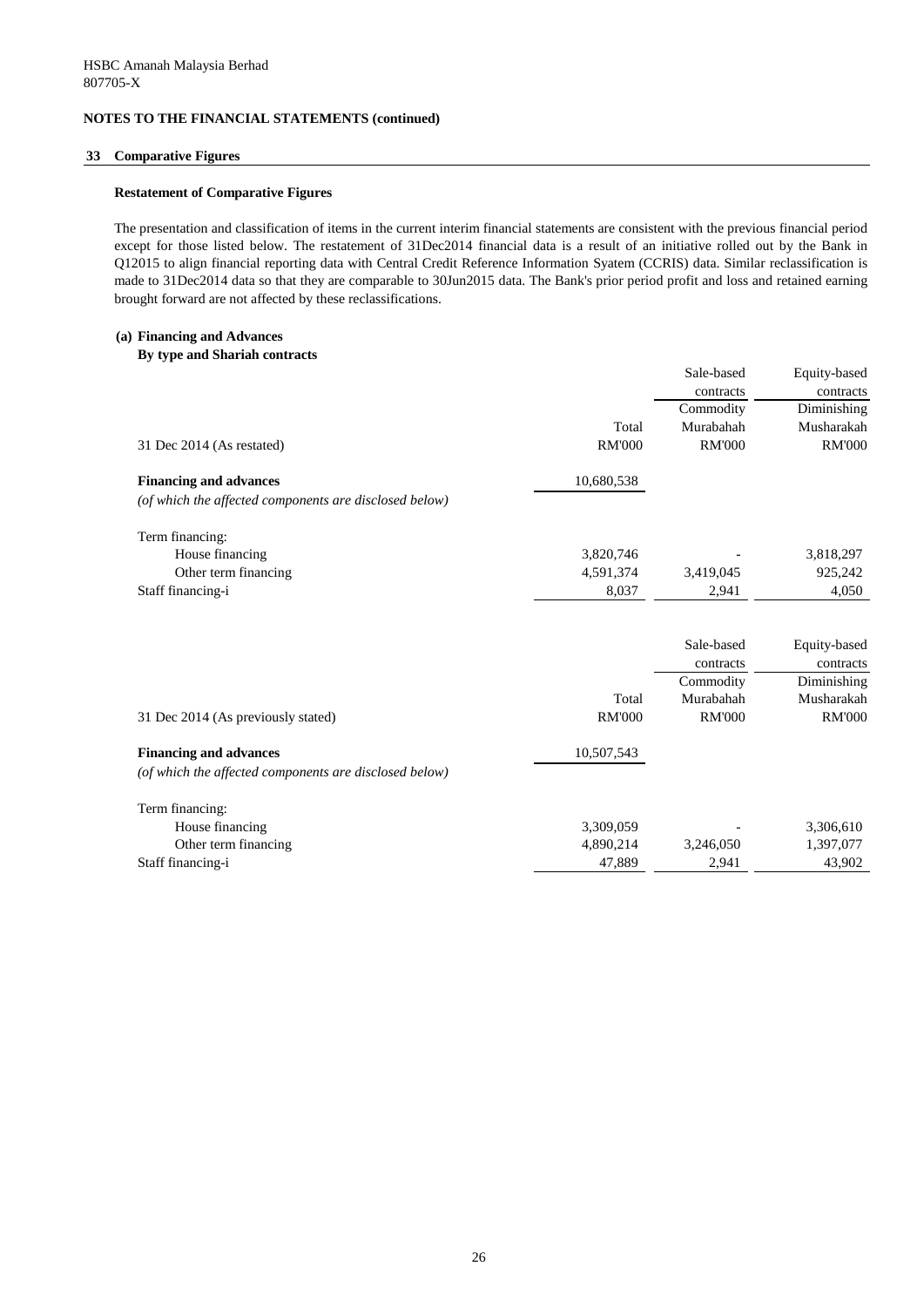HSBC Amanah Malaysia Berhad
807705-X

**NOTES TO THE FINANCIAL STATEMENTS (continued)**

## 33 Comparative Figures

**Restatement of Comparative Figures**

The presentation and classification of items in the current interim financial statements are consistent with the previous financial period except for those listed below. The restatement of 31Dec2014 financial data is a result of an initiative rolled out by the Bank in Q12015 to align financial reporting data with Central Credit Reference Information Syatem (CCRIS) data. Similar reclassification is made to 31Dec2014 data so that they are comparable to 30Jun2015 data. The Bank's prior period profit and loss and retained earning brought forward are not affected by these reclassifications.

**(a) Financing and Advances**

**By type and Shariah contracts**

| | | Sale-based contracts | Equity-based contracts |
|---|---|---|---|
| | Total | Commodity Murabahah | Diminishing Musharakah |
| 31 Dec 2014 (As restated) | RM'000 | RM'000 | RM'000 |
| **Financing and advances** | 10,680,538 | | |
| *(of which the affected components are disclosed below)* | | | |
| Term financing: | | | |
| House financing | 3,820,746 | - | 3,818,297 |
| Other term financing | 4,591,374 | 3,419,045 | 925,242 |
| Staff financing-i | 8,037 | 2,941 | 4,050 |

| | | Sale-based contracts | Equity-based contracts |
|---|---|---|---|
| | Total | Commodity Murabahah | Diminishing Musharakah |
| 31 Dec 2014 (As previously stated) | RM'000 | RM'000 | RM'000 |
| **Financing and advances** | 10,507,543 | | |
| *(of which the affected components are disclosed below)* | | | |
| Term financing: | | | |
| House financing | 3,309,059 | - | 3,306,610 |
| Other term financing | 4,890,214 | 3,246,050 | 1,397,077 |
| Staff financing-i | 47,889 | 2,941 | 43,902 |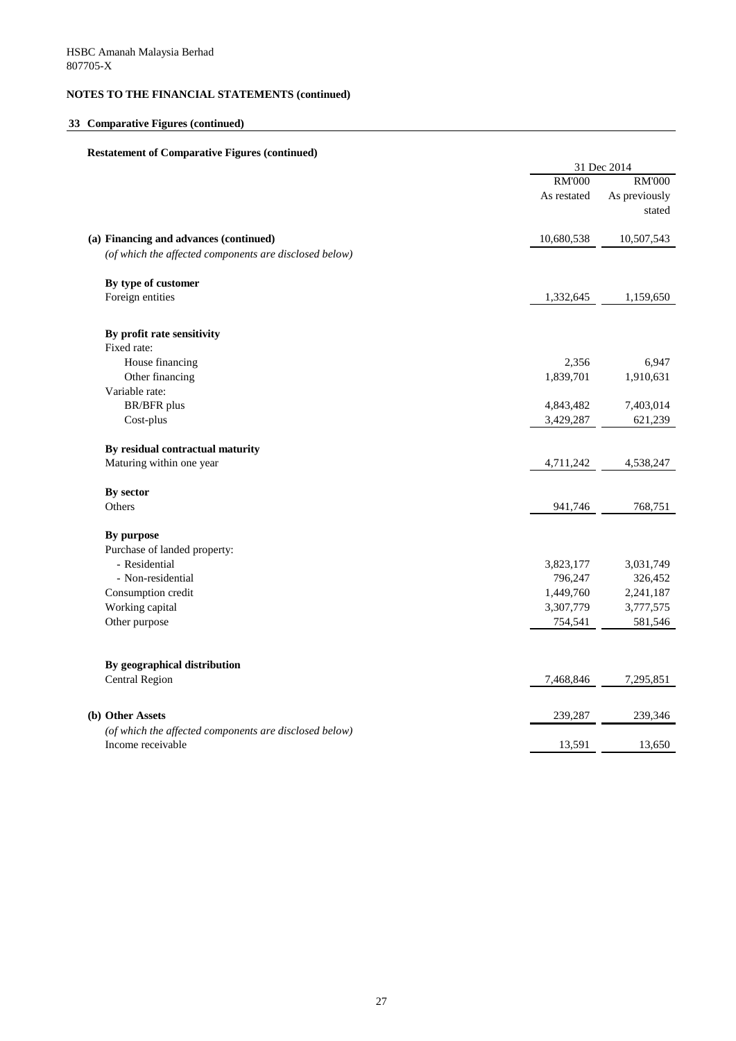HSBC Amanah Malaysia Berhad
807705-X

**NOTES TO THE FINANCIAL STATEMENTS (continued)**

## 33 Comparative Figures (continued)

**Restatement of Comparative Figures (continued)**

| | 31 Dec 2014 | |
|---|---|---|
| | RM'000 | RM'000 |
| | As restated | As previously stated |
| **(a) Financing and advances (continued)** | 10,680,538 | 10,507,543 |
| *(of which the affected components are disclosed below)* | | |
| **By type of customer** | | |
| Foreign entities | 1,332,645 | 1,159,650 |
| **By profit rate sensitivity** | | |
| Fixed rate: | | |
| House financing | 2,356 | 6,947 |
| Other financing | 1,839,701 | 1,910,631 |
| Variable rate: | | |
| BR/BFR plus | 4,843,482 | 7,403,014 |
| Cost-plus | 3,429,287 | 621,239 |
| **By residual contractual maturity** | | |
| Maturing within one year | 4,711,242 | 4,538,247 |
| **By sector** | | |
| Others | 941,746 | 768,751 |
| **By purpose** | | |
| Purchase of landed property: | | |
| - Residential | 3,823,177 | 3,031,749 |
| - Non-residential | 796,247 | 326,452 |
| Consumption credit | 1,449,760 | 2,241,187 |
| Working capital | 3,307,779 | 3,777,575 |
| Other purpose | 754,541 | 581,546 |
| **By geographical distribution** | | |
| Central Region | 7,468,846 | 7,295,851 |
| **(b) Other Assets** | 239,287 | 239,346 |
| *(of which the affected components are disclosed below)* | | |
| Income receivable | 13,591 | 13,650 |